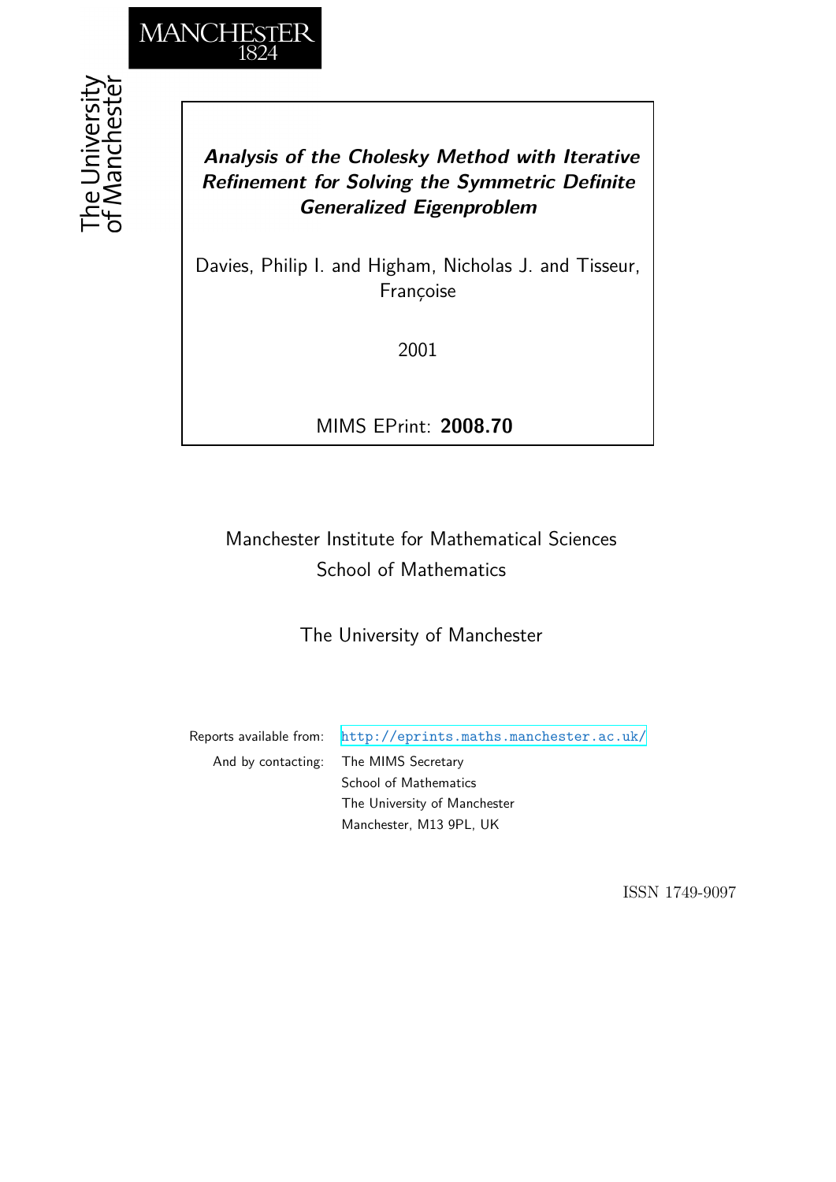MANCHESTER
1824

The University of Manchester

# *Analysis of the Cholesky Method with Iterative Refinement for Solving the Symmetric Definite Generalized Eigenproblem*

Davies, Philip I. and Higham, Nicholas J. and Tisseur, Françoise

2001

MIMS EPrint: **2008.70**

Manchester Institute for Mathematical Sciences
School of Mathematics

The University of Manchester

Reports available from: http://eprints.maths.manchester.ac.uk/
And by contacting: The MIMS Secretary
School of Mathematics
The University of Manchester
Manchester, M13 9PL, UK

ISSN 1749-9097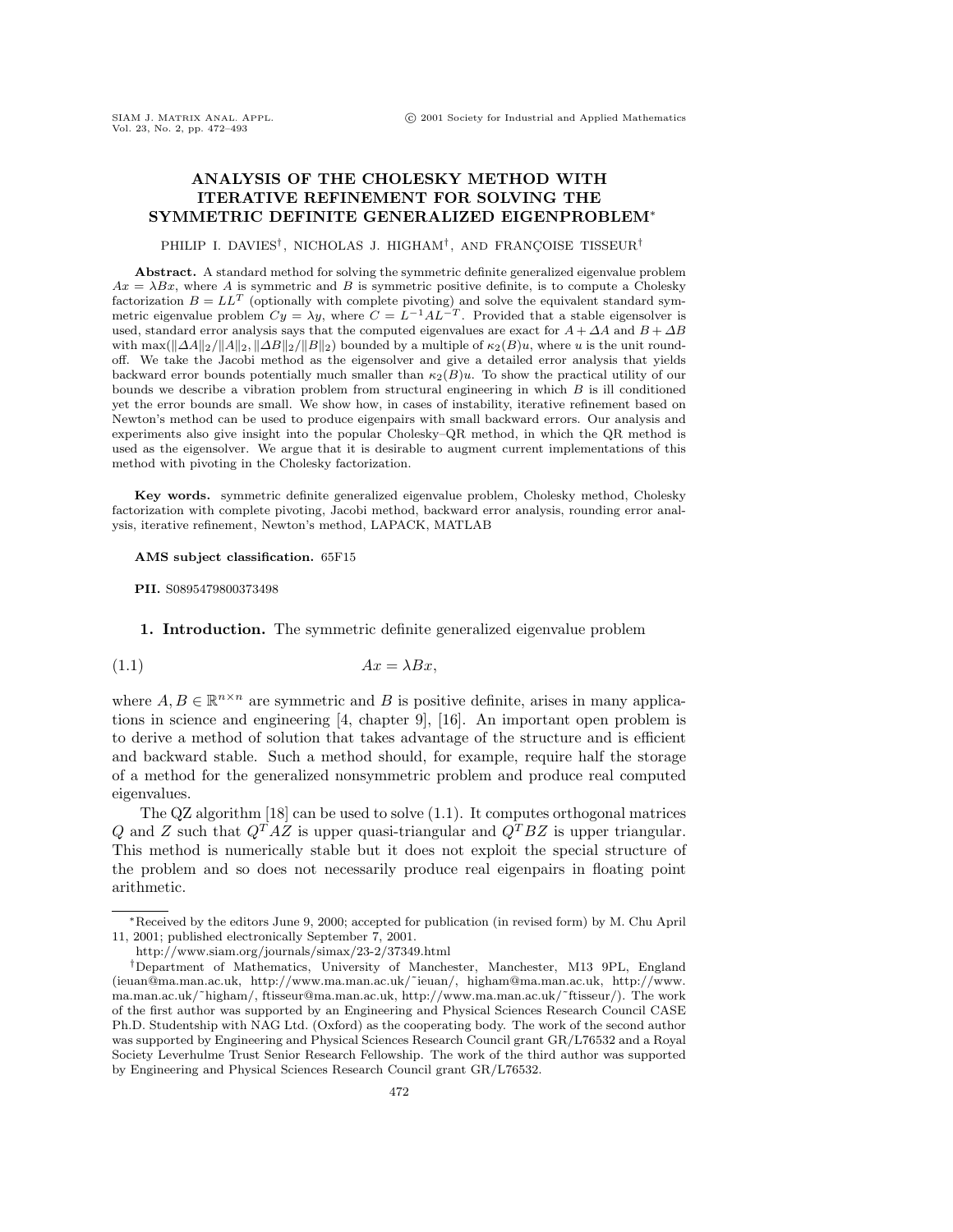# ANALYSIS OF THE CHOLESKY METHOD WITH ITERATIVE REFINEMENT FOR SOLVING THE SYMMETRIC DEFINITE GENERALIZED EIGENPROBLEM*

PHILIP I. DAVIES[†], NICHOLAS J. HIGHAM[†], AND FRANÇOISE TISSEUR[†]

**Abstract.** A standard method for solving the symmetric definite generalized eigenvalue problem $Ax = \lambda Bx$, where $A$ is symmetric and $B$ is symmetric positive definite, is to compute a Cholesky factorization $B = LL^T$ (optionally with complete pivoting) and solve the equivalent standard symmetric eigenvalue problem $Cy = \lambda y$, where $C = L^{-1}AL^{-T}$. Provided that a stable eigensolver is used, standard error analysis says that the computed eigenvalues are exact for $A + \Delta A$ and $B + \Delta B$ with $\max(\|\Delta A\|_2/\|A\|_2, \|\Delta B\|_2/\|B\|_2)$ bounded by a multiple of $\kappa_2(B)u$, where $u$ is the unit roundoff. We take the Jacobi method as the eigensolver and give a detailed error analysis that yields backward error bounds potentially much smaller than $\kappa_2(B)u$. To show the practical utility of our bounds we describe a vibration problem from structural engineering in which $B$ is ill conditioned yet the error bounds are small. We show how, in cases of instability, iterative refinement based on Newton's method can be used to produce eigenpairs with small backward errors. Our analysis and experiments also give insight into the popular Cholesky–QR method, in which the QR method is used as the eigensolver. We argue that it is desirable to augment current implementations of this method with pivoting in the Cholesky factorization.

**Key words.** symmetric definite generalized eigenvalue problem, Cholesky method, Cholesky factorization with complete pivoting, Jacobi method, backward error analysis, rounding error analysis, iterative refinement, Newton's method, LAPACK, MATLAB

**AMS subject classification.** 65F15

**PII.** S0895479800373498

## 1. Introduction.

The symmetric definite generalized eigenvalue problem

$$Ax = \lambda Bx, \tag{1.1}$$

where $A, B \in \mathbb{R}^{n \times n}$ are symmetric and $B$ is positive definite, arises in many applications in science and engineering [4, chapter 9], [16]. An important open problem is to derive a method of solution that takes advantage of the structure and is efficient and backward stable. Such a method should, for example, require half the storage of a method for the generalized nonsymmetric problem and produce real computed eigenvalues.

The QZ algorithm [18] can be used to solve (1.1). It computes orthogonal matrices $Q$ and $Z$ such that $Q^T AZ$ is upper quasi-triangular and $Q^T BZ$ is upper triangular. This method is numerically stable but it does not exploit the special structure of the problem and so does not necessarily produce real eigenpairs in floating point arithmetic.

---

*Received by the editors June 9, 2000; accepted for publication (in revised form) by M. Chu April 11, 2001; published electronically September 7, 2001.

http://www.siam.org/journals/simax/23-2/37349.html

[†]Department of Mathematics, University of Manchester, Manchester, M13 9PL, England (ieuan@ma.man.ac.uk, http://www.ma.man.ac.uk/~ieuan/, higham@ma.man.ac.uk, http://www.ma.man.ac.uk/~higham/, ftisseur@ma.man.ac.uk, http://www.ma.man.ac.uk/~ftisseur/). The work of the first author was supported by an Engineering and Physical Sciences Research Council CASE Ph.D. Studentship with NAG Ltd. (Oxford) as the cooperating body. The work of the second author was supported by Engineering and Physical Sciences Research Council grant GR/L76532 and a Royal Society Leverhulme Trust Senior Research Fellowship. The work of the third author was supported by Engineering and Physical Sciences Research Council grant GR/L76532.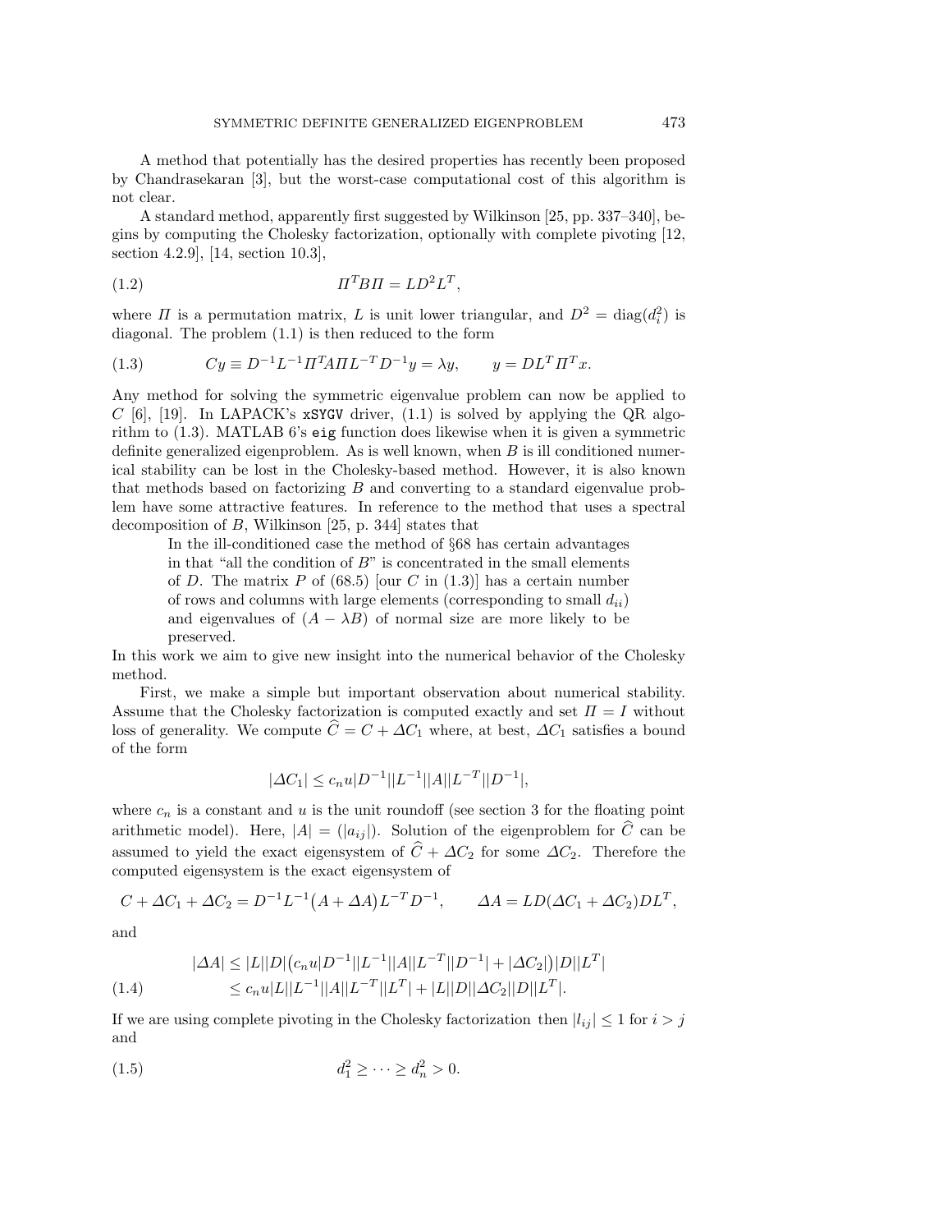A method that potentially has the desired properties has recently been proposed by Chandrasekaran [3], but the worst-case computational cost of this algorithm is not clear.

A standard method, apparently first suggested by Wilkinson [25, pp. 337–340], begins by computing the Cholesky factorization, optionally with complete pivoting [12, section 4.2.9], [14, section 10.3],

$$\Pi^T B \Pi = LD^2L^T, \tag{1.2}$$

where $\Pi$ is a permutation matrix, $L$ is unit lower triangular, and $D^2 = \mathrm{diag}(d_i^2)$ is diagonal. The problem (1.1) is then reduced to the form

$$Cy \equiv D^{-1}L^{-1}\Pi^T A \Pi L^{-T} D^{-1} y = \lambda y, \qquad y = DL^T\Pi^T x. \tag{1.3}$$

Any method for solving the symmetric eigenvalue problem can now be applied to $C$ [6], [19]. In LAPACK's xSYGV driver, (1.1) is solved by applying the QR algorithm to (1.3). MATLAB 6's eig function does likewise when it is given a symmetric definite generalized eigenproblem. As is well known, when $B$ is ill conditioned numerical stability can be lost in the Cholesky-based method. However, it is also known that methods based on factorizing $B$ and converting to a standard eigenvalue problem have some attractive features. In reference to the method that uses a spectral decomposition of $B$, Wilkinson [25, p. 344] states that

> In the ill-conditioned case the method of §68 has certain advantages in that "all the condition of $B$" is concentrated in the small elements of $D$. The matrix $P$ of (68.5) [our $C$ in (1.3)] has a certain number of rows and columns with large elements (corresponding to small $d_{ii}$) and eigenvalues of $(A - \lambda B)$ of normal size are more likely to be preserved.

In this work we aim to give new insight into the numerical behavior of the Cholesky method.

First, we make a simple but important observation about numerical stability. Assume that the Cholesky factorization is computed exactly and set $\Pi = I$ without loss of generality. We compute $\widehat{C} = C + \Delta C_1$ where, at best, $\Delta C_1$ satisfies a bound of the form

$$|\Delta C_1| \le c_n u |D^{-1}||L^{-1}||A||L^{-T}||D^{-1}|,$$

where $c_n$ is a constant and $u$ is the unit roundoff (see section 3 for the floating point arithmetic model). Here, $|A| = (|a_{ij}|)$. Solution of the eigenproblem for $\widehat{C}$ can be assumed to yield the exact eigensystem of $\widehat{C} + \Delta C_2$ for some $\Delta C_2$. Therefore the computed eigensystem is the exact eigensystem of

$$C + \Delta C_1 + \Delta C_2 = D^{-1}L^{-1}\big(A + \Delta A\big)L^{-T}D^{-1}, \qquad \Delta A = LD(\Delta C_1 + \Delta C_2)DL^T,$$

and

$$\begin{aligned} |\Delta A| &\le |L||D|\big(c_n u |D^{-1}||L^{-1}||A||L^{-T}||D^{-1}| + |\Delta C_2|\big)|D||L^T| \\ &\le c_n u |L||L^{-1}||A||L^{-T}||L^T| + |L||D||\Delta C_2||D||L^T|. \end{aligned} \tag{1.4}$$

If we are using complete pivoting in the Cholesky factorization then $|l_{ij}| \le 1$ for $i > j$ and

$$d_1^2 \ge \cdots \ge d_n^2 > 0. \tag{1.5}$$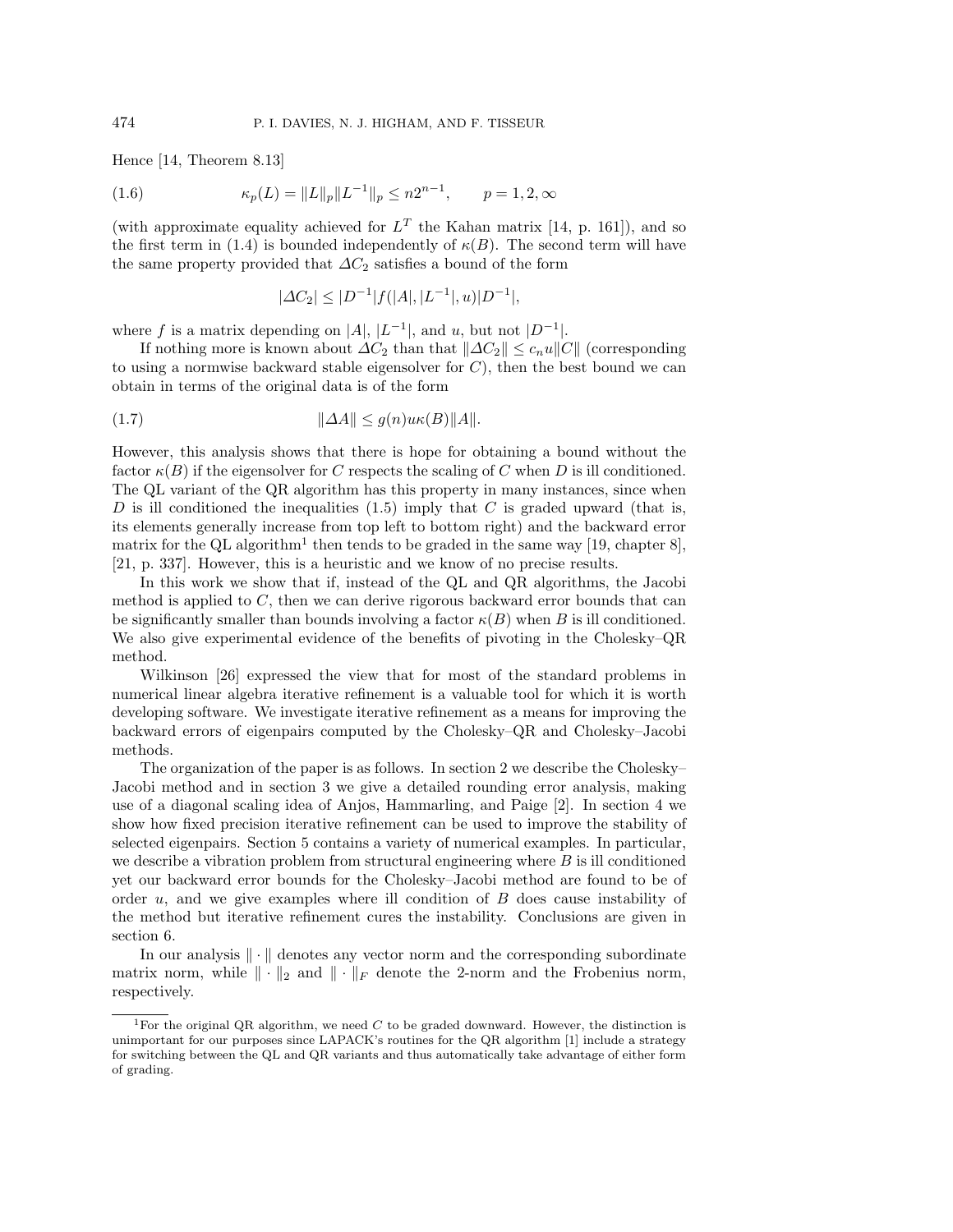Hence [14, Theorem 8.13]

$$\kappa_p(L) = \|L\|_p \|L^{-1}\|_p \le n2^{n-1}, \qquad p = 1, 2, \infty \tag{1.6}$$

(with approximate equality achieved for $L^T$ the Kahan matrix [14, p. 161]), and so the first term in (1.4) is bounded independently of $\kappa(B)$. The second term will have the same property provided that $\Delta C_2$ satisfies a bound of the form

$$|\Delta C_2| \le |D^{-1}| f(|A|, |L^{-1}|, u) |D^{-1}|,$$

where $f$ is a matrix depending on $|A|$, $|L^{-1}|$, and $u$, but not $|D^{-1}|$.

If nothing more is known about $\Delta C_2$ than that $\|\Delta C_2\| \le c_n u \|C\|$ (corresponding to using a normwise backward stable eigensolver for $C$), then the best bound we can obtain in terms of the original data is of the form

$$\|\Delta A\| \le g(n) u \kappa(B) \|A\|. \tag{1.7}$$

However, this analysis shows that there is hope for obtaining a bound without the factor $\kappa(B)$ if the eigensolver for $C$ respects the scaling of $C$ when $D$ is ill conditioned. The QL variant of the QR algorithm has this property in many instances, since when $D$ is ill conditioned the inequalities (1.5) imply that $C$ is graded upward (that is, its elements generally increase from top left to bottom right) and the backward error matrix for the QL algorithm[1] then tends to be graded in the same way [19, chapter 8], [21, p. 337]. However, this is a heuristic and we know of no precise results.

In this work we show that if, instead of the QL and QR algorithms, the Jacobi method is applied to $C$, then we can derive rigorous backward error bounds that can be significantly smaller than bounds involving a factor $\kappa(B)$ when $B$ is ill conditioned. We also give experimental evidence of the benefits of pivoting in the Cholesky–QR method.

Wilkinson [26] expressed the view that for most of the standard problems in numerical linear algebra iterative refinement is a valuable tool for which it is worth developing software. We investigate iterative refinement as a means for improving the backward errors of eigenpairs computed by the Cholesky–QR and Cholesky–Jacobi methods.

The organization of the paper is as follows. In section 2 we describe the Cholesky–Jacobi method and in section 3 we give a detailed rounding error analysis, making use of a diagonal scaling idea of Anjos, Hammarling, and Paige [2]. In section 4 we show how fixed precision iterative refinement can be used to improve the stability of selected eigenpairs. Section 5 contains a variety of numerical examples. In particular, we describe a vibration problem from structural engineering where $B$ is ill conditioned yet our backward error bounds for the Cholesky–Jacobi method are found to be of order $u$, and we give examples where ill condition of $B$ does cause instability of the method but iterative refinement cures the instability. Conclusions are given in section 6.

In our analysis $\|\cdot\|$ denotes any vector norm and the corresponding subordinate matrix norm, while $\|\cdot\|_2$ and $\|\cdot\|_F$ denote the 2-norm and the Frobenius norm, respectively.

---

[1] For the original QR algorithm, we need $C$ to be graded downward. However, the distinction is unimportant for our purposes since LAPACK's routines for the QR algorithm [1] include a strategy for switching between the QL and QR variants and thus automatically take advantage of either form of grading.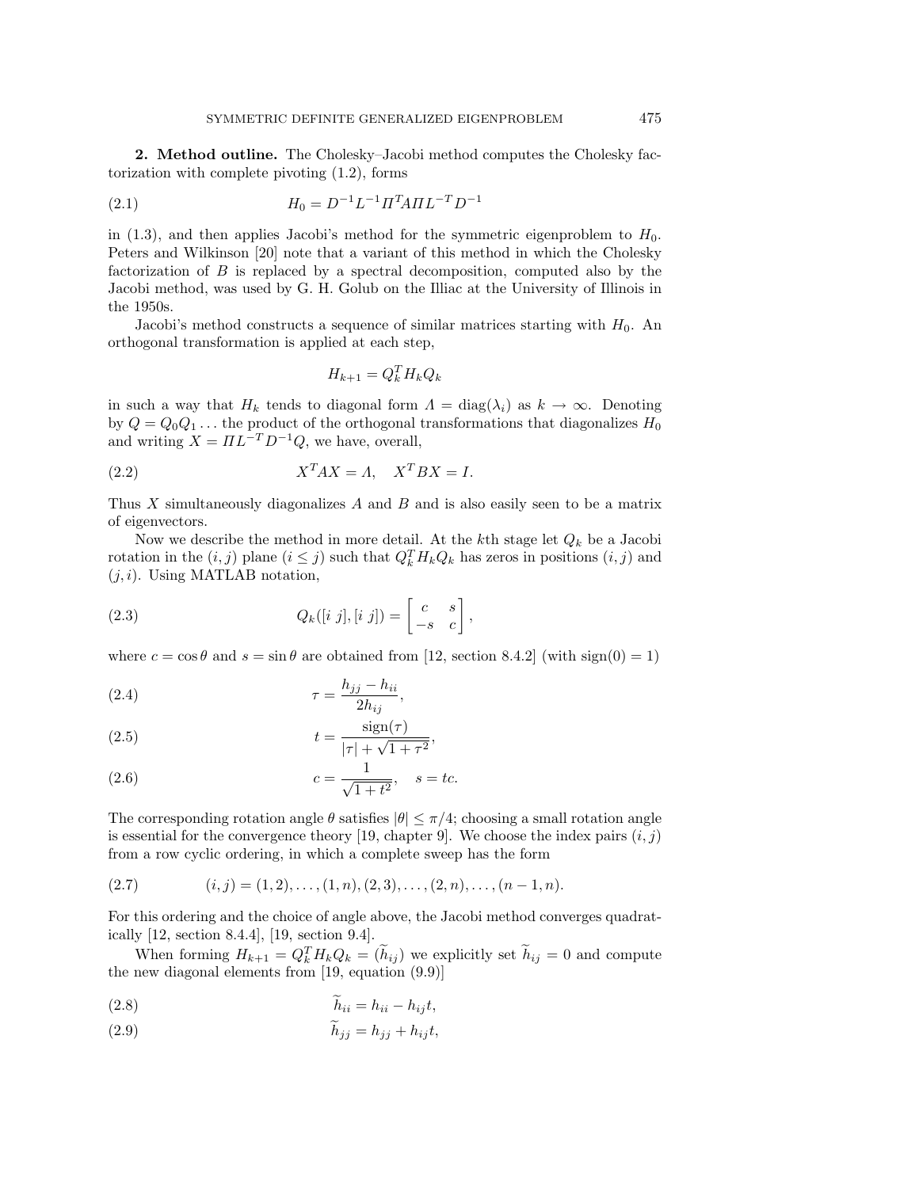**2. Method outline.** The Cholesky–Jacobi method computes the Cholesky factorization with complete pivoting (1.2), forms

$$H_0 = D^{-1}L^{-1}\Pi^T A \Pi L^{-T} D^{-1} \tag{2.1}$$

in (1.3), and then applies Jacobi's method for the symmetric eigenproblem to $H_0$. Peters and Wilkinson [20] note that a variant of this method in which the Cholesky factorization of $B$ is replaced by a spectral decomposition, computed also by the Jacobi method, was used by G. H. Golub on the Illiac at the University of Illinois in the 1950s.

Jacobi's method constructs a sequence of similar matrices starting with $H_0$. An orthogonal transformation is applied at each step,

$$H_{k+1} = Q_k^T H_k Q_k$$

in such a way that $H_k$ tends to diagonal form $\Lambda = \mathrm{diag}(\lambda_i)$ as $k \to \infty$. Denoting by $Q = Q_0 Q_1 \ldots$ the product of the orthogonal transformations that diagonalizes $H_0$ and writing $X = \Pi L^{-T} D^{-1} Q$, we have, overall,

$$X^T A X = \Lambda, \quad X^T B X = I. \tag{2.2}$$

Thus $X$ simultaneously diagonalizes $A$ and $B$ and is also easily seen to be a matrix of eigenvectors.

Now we describe the method in more detail. At the $k$th stage let $Q_k$ be a Jacobi rotation in the $(i,j)$ plane ($i \le j$) such that $Q_k^T H_k Q_k$ has zeros in positions $(i,j)$ and $(j,i)$. Using MATLAB notation,

$$Q_k([i\ j],[i\ j]) = \begin{bmatrix} c & s \\ -s & c \end{bmatrix}, \tag{2.3}$$

where $c = \cos\theta$ and $s = \sin\theta$ are obtained from [12, section 8.4.2] (with $\mathrm{sign}(0) = 1$)

$$\tau = \frac{h_{jj} - h_{ii}}{2h_{ij}}, \tag{2.4}$$

$$t = \frac{\mathrm{sign}(\tau)}{|\tau| + \sqrt{1+\tau^2}}, \tag{2.5}$$

$$c = \frac{1}{\sqrt{1+t^2}}, \quad s = tc. \tag{2.6}$$

The corresponding rotation angle $\theta$ satisfies $|\theta| \le \pi/4$; choosing a small rotation angle is essential for the convergence theory [19, chapter 9]. We choose the index pairs $(i,j)$ from a row cyclic ordering, in which a complete sweep has the form

$$(i,j) = (1,2), \ldots, (1,n), (2,3), \ldots, (2,n), \ldots, (n-1,n). \tag{2.7}$$

For this ordering and the choice of angle above, the Jacobi method converges quadratically [12, section 8.4.4], [19, section 9.4].

When forming $H_{k+1} = Q_k^T H_k Q_k = (\widetilde{h}_{ij})$ we explicitly set $\widetilde{h}_{ij} = 0$ and compute the new diagonal elements from [19, equation (9.9)]

$$\widetilde{h}_{ii} = h_{ii} - h_{ij} t, \tag{2.8}$$

$$\widetilde{h}_{jj} = h_{jj} + h_{ij} t, \tag{2.9}$$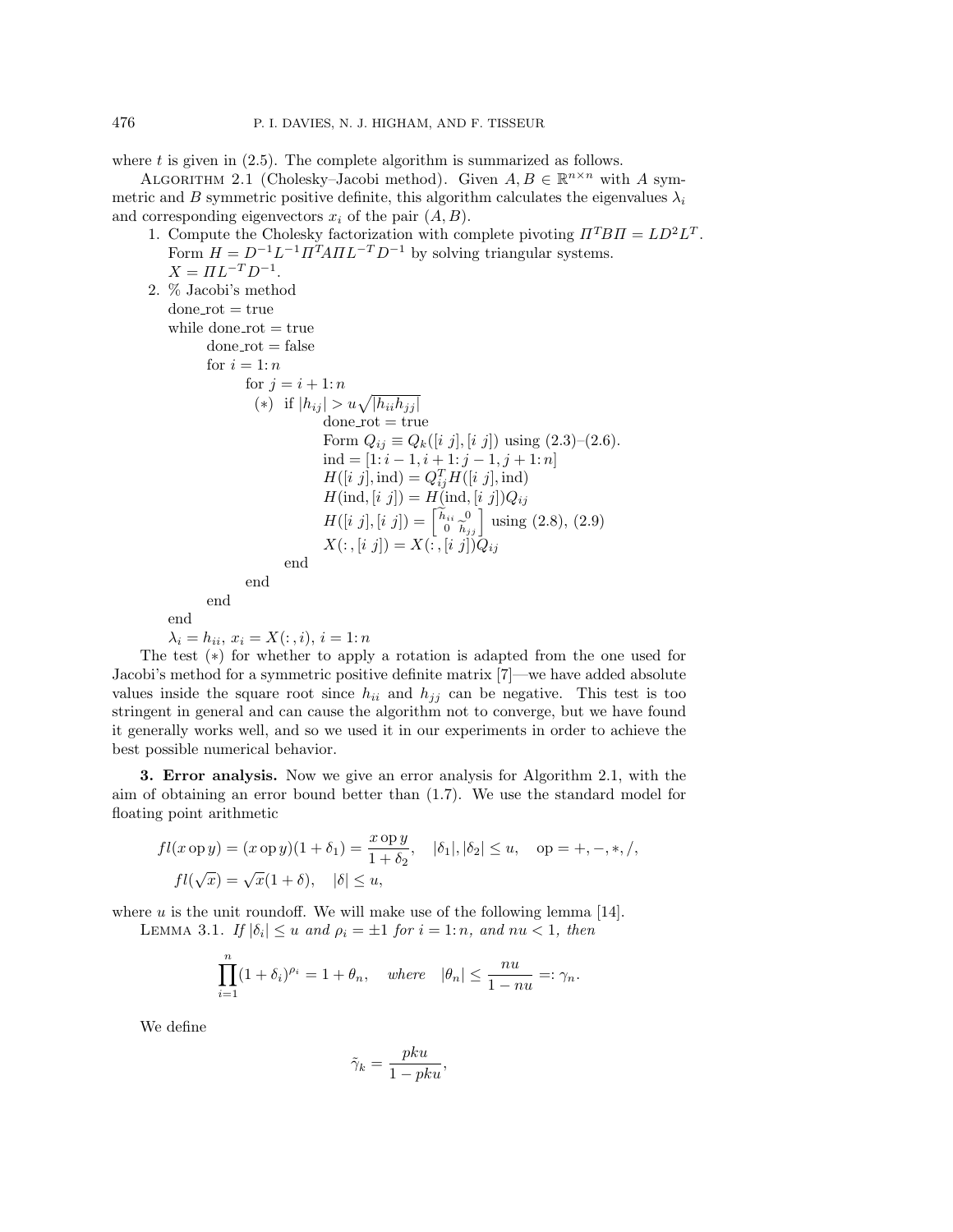where $t$ is given in (2.5). The complete algorithm is summarized as follows.

ALGORITHM 2.1 (Cholesky–Jacobi method). Given $A, B \in \mathbb{R}^{n\times n}$ with $A$ symmetric and $B$ symmetric positive definite, this algorithm calculates the eigenvalues $\lambda_i$ and corresponding eigenvectors $x_i$ of the pair $(A, B)$.

1. Compute the Cholesky factorization with complete pivoting $\Pi^T B \Pi = LD^2L^T$. Form $H = D^{-1}L^{-1}\Pi^T A \Pi L^{-T} D^{-1}$ by solving triangular systems. $X = \Pi L^{-T} D^{-1}$.
2. % Jacobi's method

```
done_rot = true
while done_rot = true
    done_rot = false
    for i = 1:n
        for j = i+1:n
        (*)  if |h_ij| > u sqrt(|h_ii h_jj|)
                done_rot = true
                Form Q_ij ≡ Q_k([i j],[i j]) using (2.3)–(2.6).
                ind = [1:i−1, i+1:j−1, j+1:n]
                H([i j], ind) = Q_ij^T H([i j], ind)
                H(ind, [i j]) = H(ind, [i j]) Q_ij
                H([i j],[i j]) = [h̃_ii 0; 0 h̃_jj] using (2.8), (2.9)
                X(:, [i j]) = X(:, [i j]) Q_ij
             end
        end
    end
end
λ_i = h_ii, x_i = X(:, i), i = 1:n
```

The test $(*)$ for whether to apply a rotation is adapted from the one used for Jacobi's method for a symmetric positive definite matrix [7]—we have added absolute values inside the square root since $h_{ii}$ and $h_{jj}$ can be negative. This test is too stringent in general and can cause the algorithm not to converge, but we have found it generally works well, and so we used it in our experiments in order to achieve the best possible numerical behavior.

## 3. Error analysis.

Now we give an error analysis for Algorithm 2.1, with the aim of obtaining an error bound better than (1.7). We use the standard model for floating point arithmetic

$$fl(x \operatorname{op} y) = (x \operatorname{op} y)(1+\delta_1) = \frac{x \operatorname{op} y}{1+\delta_2}, \quad |\delta_1|, |\delta_2| \le u, \quad \operatorname{op} = +,-,*,/,$$

$$fl(\sqrt{x}) = \sqrt{x}(1+\delta), \quad |\delta| \le u,$$

where $u$ is the unit roundoff. We will make use of the following lemma [14].

LEMMA 3.1. *If $|\delta_i| \le u$ and $\rho_i = \pm 1$ for $i = 1:n$, and $nu < 1$, then*

$$\prod_{i=1}^{n}(1+\delta_i)^{\rho_i} = 1 + \theta_n, \quad \textit{where} \quad |\theta_n| \le \frac{nu}{1-nu} =: \gamma_n.$$

We define

$$\tilde{\gamma}_k = \frac{pku}{1-pku},$$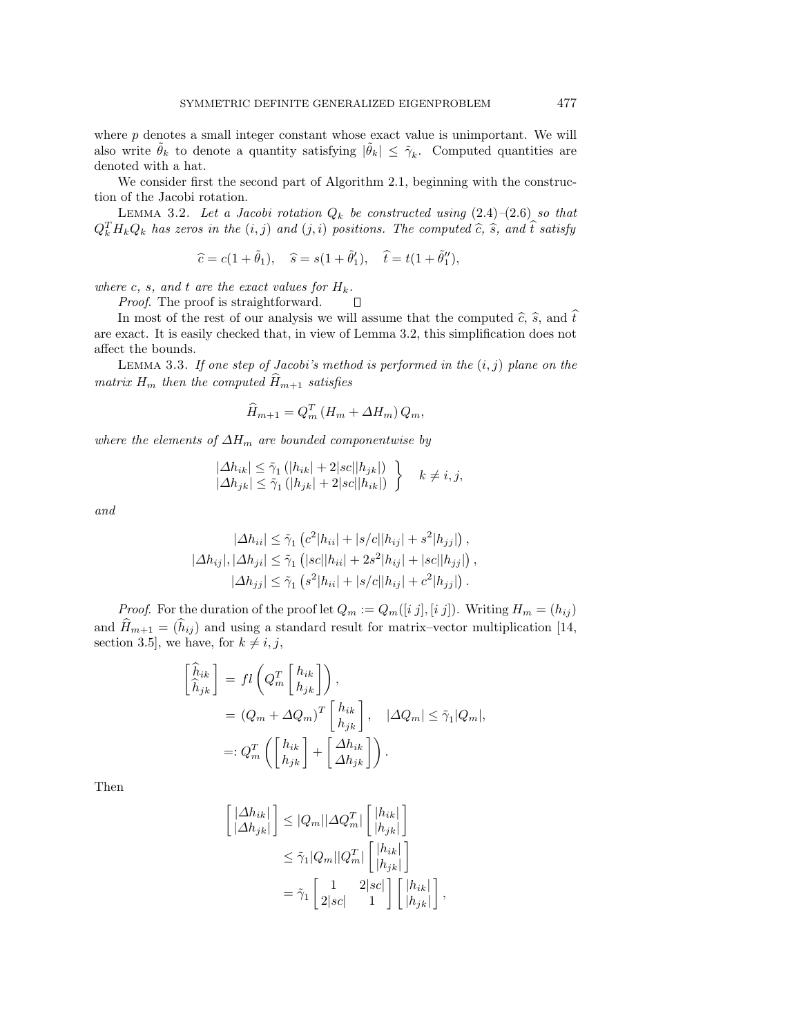where $p$ denotes a small integer constant whose exact value is unimportant. We will also write $\tilde{\theta}_k$ to denote a quantity satisfying $|\tilde{\theta}_k| \le \tilde{\gamma}_k$. Computed quantities are denoted with a hat.

We consider first the second part of Algorithm 2.1, beginning with the construction of the Jacobi rotation.

LEMMA 3.2. *Let a Jacobi rotation $Q_k$ be constructed using (2.4)–(2.6) so that $Q_k^T H_k Q_k$ has zeros in the $(i,j)$ and $(j,i)$ positions. The computed $\widehat{c}$, $\widehat{s}$, and $\widehat{t}$ satisfy*

$$\widehat{c} = c(1+\tilde{\theta}_1), \quad \widehat{s} = s(1+\tilde{\theta}_1'), \quad \widehat{t} = t(1+\tilde{\theta}_1''),$$

*where $c$, $s$, and $t$ are the exact values for $H_k$.*

*Proof*. The proof is straightforward. $\square$

In most of the rest of our analysis we will assume that the computed $\widehat{c}$, $\widehat{s}$, and $\widehat{t}$ are exact. It is easily checked that, in view of Lemma 3.2, this simplification does not affect the bounds.

LEMMA 3.3. *If one step of Jacobi's method is performed in the $(i,j)$ plane on the matrix $H_m$ then the computed $\widehat{H}_{m+1}$ satisfies*

$$\widehat{H}_{m+1} = Q_m^T \left(H_m + \Delta H_m\right) Q_m,$$

*where the elements of $\Delta H_m$ are bounded componentwise by*

$$\left.\begin{array}{l} |\Delta h_{ik}| \le \tilde{\gamma}_1 \left(|h_{ik}| + 2|sc||h_{jk}|\right) \\ |\Delta h_{jk}| \le \tilde{\gamma}_1 \left(|h_{jk}| + 2|sc||h_{ik}|\right) \end{array}\right\} \quad k \ne i,j,$$

*and*

$$\begin{aligned} |\Delta h_{ii}| &\le \tilde{\gamma}_1 \left(c^2|h_{ii}| + |s/c||h_{ij}| + s^2|h_{jj}|\right), \\ |\Delta h_{ij}|, |\Delta h_{ji}| &\le \tilde{\gamma}_1 \left(|sc||h_{ii}| + 2s^2|h_{ij}| + |sc||h_{jj}|\right), \\ |\Delta h_{jj}| &\le \tilde{\gamma}_1 \left(s^2|h_{ii}| + |s/c||h_{ij}| + c^2|h_{jj}|\right). \end{aligned}$$

*Proof*. For the duration of the proof let $Q_m := Q_m([i\ j],[i\ j])$. Writing $H_m = (h_{ij})$ and $\widehat{H}_{m+1} = (\widehat{h}_{ij})$ and using a standard result for matrix–vector multiplication [14, section 3.5], we have, for $k \ne i,j$,

$$\begin{aligned} \begin{bmatrix} \widehat{h}_{ik} \\ \widehat{h}_{jk} \end{bmatrix} &= fl\left(Q_m^T \begin{bmatrix} h_{ik} \\ h_{jk} \end{bmatrix}\right), \\ &= (Q_m + \Delta Q_m)^T \begin{bmatrix} h_{ik} \\ h_{jk} \end{bmatrix}, \quad |\Delta Q_m| \le \tilde{\gamma}_1 |Q_m|, \\ &=: Q_m^T \left( \begin{bmatrix} h_{ik} \\ h_{jk} \end{bmatrix} + \begin{bmatrix} \Delta h_{ik} \\ \Delta h_{jk} \end{bmatrix} \right). \end{aligned}$$

Then

$$\begin{aligned} \begin{bmatrix} |\Delta h_{ik}| \\ |\Delta h_{jk}| \end{bmatrix} &\le |Q_m||\Delta Q_m^T| \begin{bmatrix} |h_{ik}| \\ |h_{jk}| \end{bmatrix} \\ &\le \tilde{\gamma}_1 |Q_m||Q_m^T| \begin{bmatrix} |h_{ik}| \\ |h_{jk}| \end{bmatrix} \\ &= \tilde{\gamma}_1 \begin{bmatrix} 1 & 2|sc| \\ 2|sc| & 1 \end{bmatrix} \begin{bmatrix} |h_{ik}| \\ |h_{jk}| \end{bmatrix}, \end{aligned}$$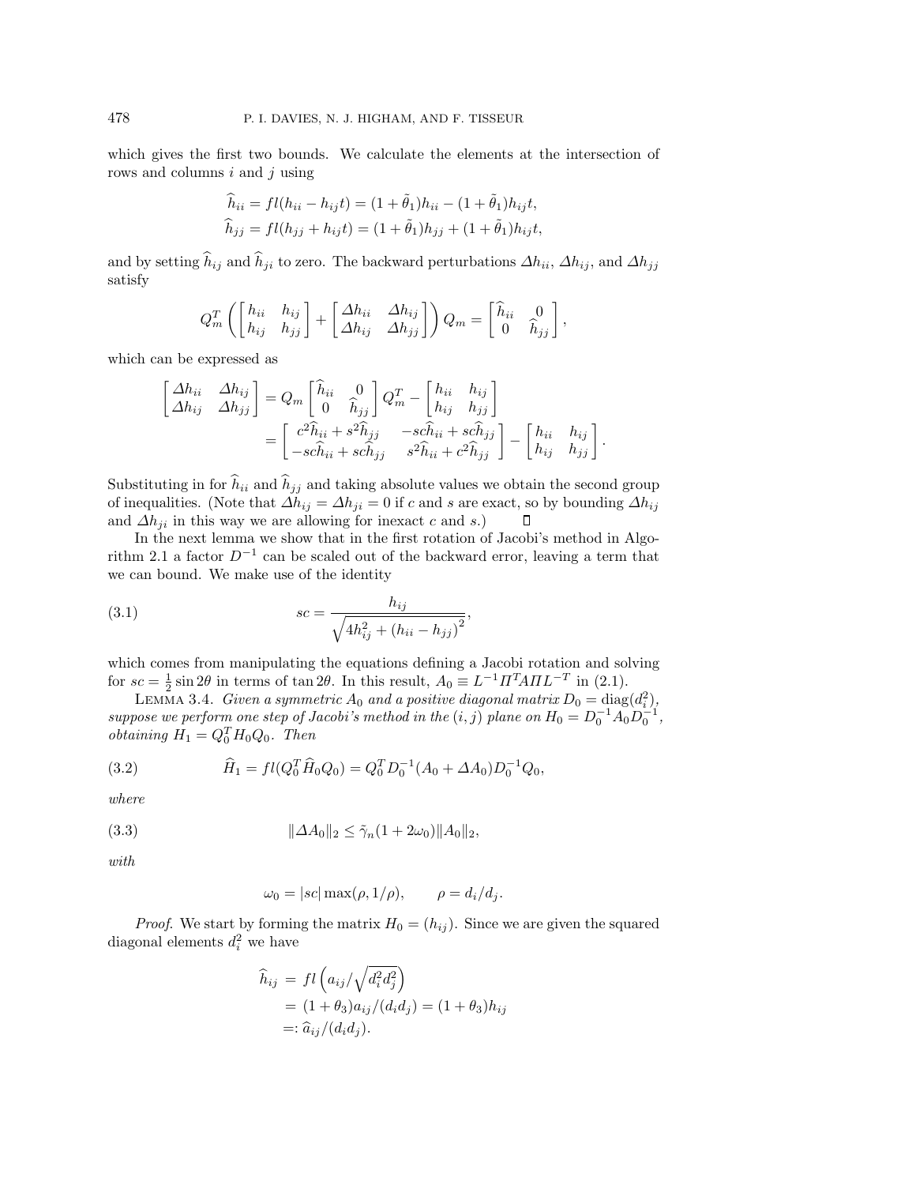which gives the first two bounds. We calculate the elements at the intersection of rows and columns $i$ and $j$ using

$$\widehat{h}_{ii} = fl(h_{ii} - h_{ij}t) = (1+\tilde{\theta}_1)h_{ii} - (1+\tilde{\theta}_1)h_{ij}t,$$
$$\widehat{h}_{jj} = fl(h_{jj} + h_{ij}t) = (1+\tilde{\theta}_1)h_{jj} + (1+\tilde{\theta}_1)h_{ij}t,$$

and by setting $\widehat{h}_{ij}$ and $\widehat{h}_{ji}$ to zero. The backward perturbations $\Delta h_{ii}$, $\Delta h_{ij}$, and $\Delta h_{jj}$ satisfy

$$Q_m^T \left( \begin{bmatrix} h_{ii} & h_{ij} \\ h_{ij} & h_{jj} \end{bmatrix} + \begin{bmatrix} \Delta h_{ii} & \Delta h_{ij} \\ \Delta h_{ij} & \Delta h_{jj} \end{bmatrix} \right) Q_m = \begin{bmatrix} \widehat{h}_{ii} & 0 \\ 0 & \widehat{h}_{jj} \end{bmatrix},$$

which can be expressed as

$$\begin{aligned}
\begin{bmatrix} \Delta h_{ii} & \Delta h_{ij} \\ \Delta h_{ij} & \Delta h_{jj} \end{bmatrix} &= Q_m \begin{bmatrix} \widehat{h}_{ii} & 0 \\ 0 & \widehat{h}_{jj} \end{bmatrix} Q_m^T - \begin{bmatrix} h_{ii} & h_{ij} \\ h_{ij} & h_{jj} \end{bmatrix} \\
&= \begin{bmatrix} c^2\widehat{h}_{ii} + s^2\widehat{h}_{jj} & -sc\widehat{h}_{ii} + sc\widehat{h}_{jj} \\ -sc\widehat{h}_{ii} + sc\widehat{h}_{jj} & s^2\widehat{h}_{ii} + c^2\widehat{h}_{jj} \end{bmatrix} - \begin{bmatrix} h_{ii} & h_{ij} \\ h_{ij} & h_{jj} \end{bmatrix}.
\end{aligned}$$

Substituting in for $\widehat{h}_{ii}$ and $\widehat{h}_{jj}$ and taking absolute values we obtain the second group of inequalities. (Note that $\Delta h_{ij} = \Delta h_{ji} = 0$ if $c$ and $s$ are exact, so by bounding $\Delta h_{ij}$ and $\Delta h_{ji}$ in this way we are allowing for inexact $c$ and $s$.) $\square$

In the next lemma we show that in the first rotation of Jacobi's method in Algorithm 2.1 a factor $D^{-1}$ can be scaled out of the backward error, leaving a term that we can bound. We make use of the identity

$$sc = \frac{h_{ij}}{\sqrt{4h_{ij}^2 + (h_{ii} - h_{jj})^2}}, \tag{3.1}$$

which comes from manipulating the equations defining a Jacobi rotation and solving for $sc = \frac{1}{2}\sin 2\theta$ in terms of $\tan 2\theta$. In this result, $A_0 \equiv L^{-1}\Pi^T A \Pi L^{-T}$ in (2.1).

**Lemma 3.4.** *Given a symmetric $A_0$ and a positive diagonal matrix $D_0 = \operatorname{diag}(d_i^2)$, suppose we perform one step of Jacobi's method in the $(i,j)$ plane on $H_0 = D_0^{-1}A_0D_0^{-1}$, obtaining $H_1 = Q_0^T H_0 Q_0$. Then*

$$\widehat{H}_1 = fl(Q_0^T \widehat{H}_0 Q_0) = Q_0^T D_0^{-1}(A_0 + \Delta A_0)D_0^{-1}Q_0, \tag{3.2}$$

*where*

$$\|\Delta A_0\|_2 \le \tilde{\gamma}_n(1 + 2\omega_0)\|A_0\|_2, \tag{3.3}$$

*with*

$$\omega_0 = |sc|\max(\rho, 1/\rho), \qquad \rho = d_i/d_j.$$

*Proof.* We start by forming the matrix $H_0 = (h_{ij})$. Since we are given the squared diagonal elements $d_i^2$ we have

$$\begin{aligned}
\widehat{h}_{ij} &= fl\left(a_{ij}/\sqrt{d_i^2 d_j^2}\right) \\
&= (1+\theta_3)a_{ij}/(d_i d_j) = (1+\theta_3)h_{ij} \\
&=: \widehat{a}_{ij}/(d_i d_j).
\end{aligned}$$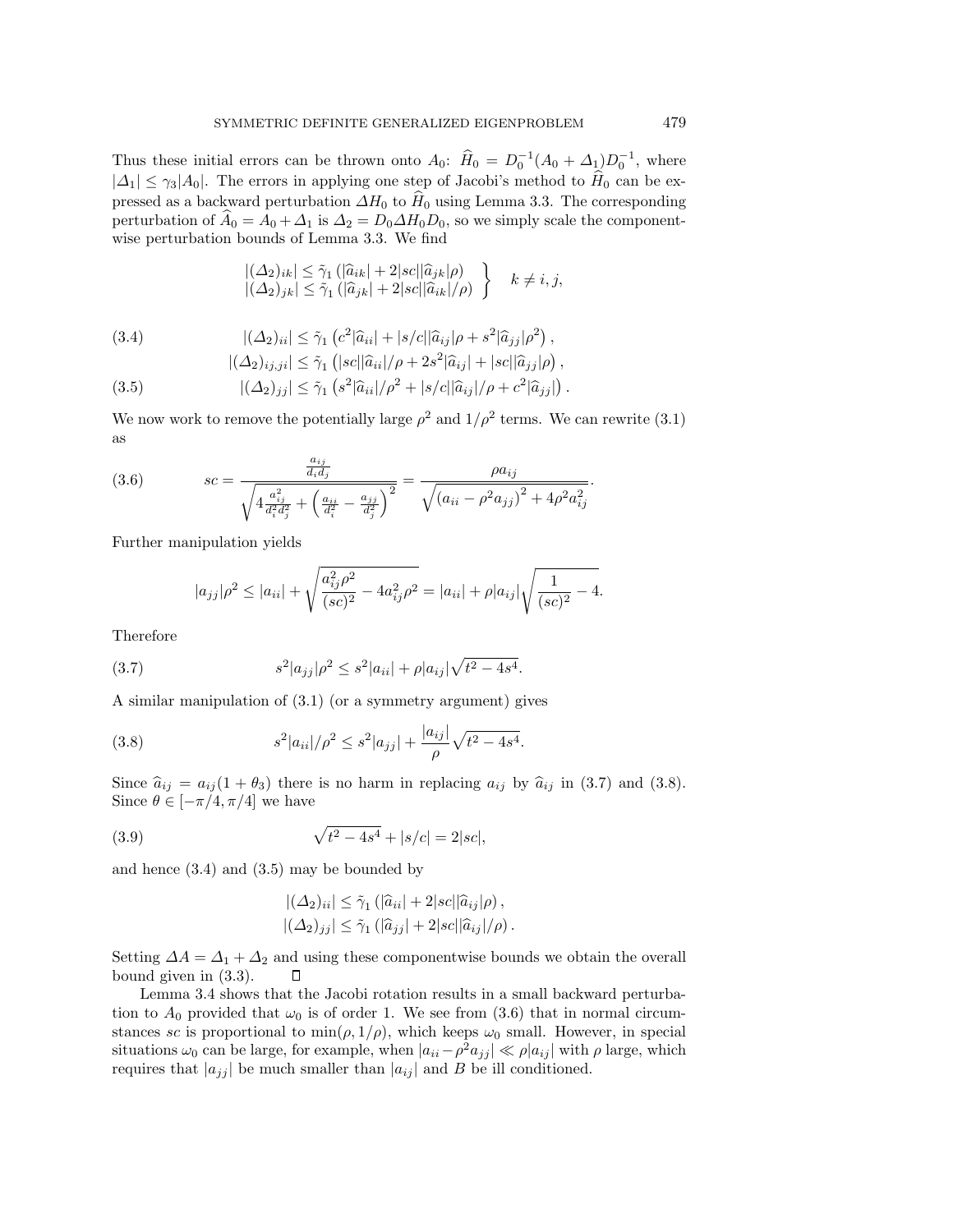Thus these initial errors can be thrown onto $A_0$: $\widehat{H}_0 = D_0^{-1}(A_0 + \Delta_1)D_0^{-1}$, where $|\Delta_1| \le \gamma_3 |A_0|$. The errors in applying one step of Jacobi's method to $\widehat{H}_0$ can be expressed as a backward perturbation $\Delta H_0$ to $\widehat{H}_0$ using Lemma 3.3. The corresponding perturbation of $\widehat{A}_0 = A_0 + \Delta_1$ is $\Delta_2 = D_0 \Delta H_0 D_0$, so we simply scale the componentwise perturbation bounds of Lemma 3.3. We find

$$\left. \begin{array}{l} |(\Delta_2)_{ik}| \le \tilde{\gamma}_1 \left(|\widehat{a}_{ik}| + 2|sc||\widehat{a}_{jk}|\rho\right) \\ |(\Delta_2)_{jk}| \le \tilde{\gamma}_1 \left(|\widehat{a}_{jk}| + 2|sc||\widehat{a}_{ik}|/\rho\right) \end{array} \right\} \quad k \ne i, j,$$

$$|(\Delta_2)_{ii}| \le \tilde{\gamma}_1 \left(c^2|\widehat{a}_{ii}| + |s/c||\widehat{a}_{ij}|\rho + s^2|\widehat{a}_{jj}|\rho^2\right), \tag{3.4}$$

$$|(\Delta_2)_{ij,ji}| \le \tilde{\gamma}_1 \left(|sc||\widehat{a}_{ii}|/\rho + 2s^2|\widehat{a}_{ij}| + |sc||\widehat{a}_{jj}|\rho\right),$$

$$|(\Delta_2)_{jj}| \le \tilde{\gamma}_1 \left(s^2|\widehat{a}_{ii}|/\rho^2 + |s/c||\widehat{a}_{ij}|/\rho + c^2|\widehat{a}_{jj}|\right). \tag{3.5}$$

We now work to remove the potentially large $\rho^2$ and $1/\rho^2$ terms. We can rewrite (3.1) as

$$sc = \frac{\frac{a_{ij}}{d_i d_j}}{\sqrt{4\frac{a_{ij}^2}{d_i^2 d_j^2} + \left(\frac{a_{ii}}{d_i^2} - \frac{a_{jj}}{d_j^2}\right)^2}} = \frac{\rho a_{ij}}{\sqrt{\left(a_{ii} - \rho^2 a_{jj}\right)^2 + 4\rho^2 a_{ij}^2}}. \tag{3.6}$$

Further manipulation yields

$$|a_{jj}|\rho^2 \le |a_{ii}| + \sqrt{\frac{a_{ij}^2\rho^2}{(sc)^2} - 4a_{ij}^2\rho^2} = |a_{ii}| + \rho|a_{ij}|\sqrt{\frac{1}{(sc)^2} - 4}.$$

Therefore

$$s^2|a_{jj}|\rho^2 \le s^2|a_{ii}| + \rho|a_{ij}|\sqrt{t^2 - 4s^4}. \tag{3.7}$$

A similar manipulation of (3.1) (or a symmetry argument) gives

$$s^2|a_{ii}|/\rho^2 \le s^2|a_{jj}| + \frac{|a_{ij}|}{\rho}\sqrt{t^2 - 4s^4}. \tag{3.8}$$

Since $\widehat{a}_{ij} = a_{ij}(1 + \theta_3)$ there is no harm in replacing $a_{ij}$ by $\widehat{a}_{ij}$ in (3.7) and (3.8). Since $\theta \in [-\pi/4, \pi/4]$ we have

$$\sqrt{t^2 - 4s^4} + |s/c| = 2|sc|, \tag{3.9}$$

and hence (3.4) and (3.5) may be bounded by

$$|(\Delta_2)_{ii}| \le \tilde{\gamma}_1 \left(|\widehat{a}_{ii}| + 2|sc||\widehat{a}_{ij}|\rho\right),$$
$$|(\Delta_2)_{jj}| \le \tilde{\gamma}_1 \left(|\widehat{a}_{jj}| + 2|sc||\widehat{a}_{ij}|/\rho\right).$$

Setting $\Delta A = \Delta_1 + \Delta_2$ and using these componentwise bounds we obtain the overall bound given in (3.3). $\square$

Lemma 3.4 shows that the Jacobi rotation results in a small backward perturbation to $A_0$ provided that $\omega_0$ is of order 1. We see from (3.6) that in normal circumstances $sc$ is proportional to $\min(\rho, 1/\rho)$, which keeps $\omega_0$ small. However, in special situations $\omega_0$ can be large, for example, when $|a_{ii} - \rho^2 a_{jj}| \ll \rho|a_{ij}|$ with $\rho$ large, which requires that $|a_{jj}|$ be much smaller than $|a_{ij}|$ and $B$ be ill conditioned.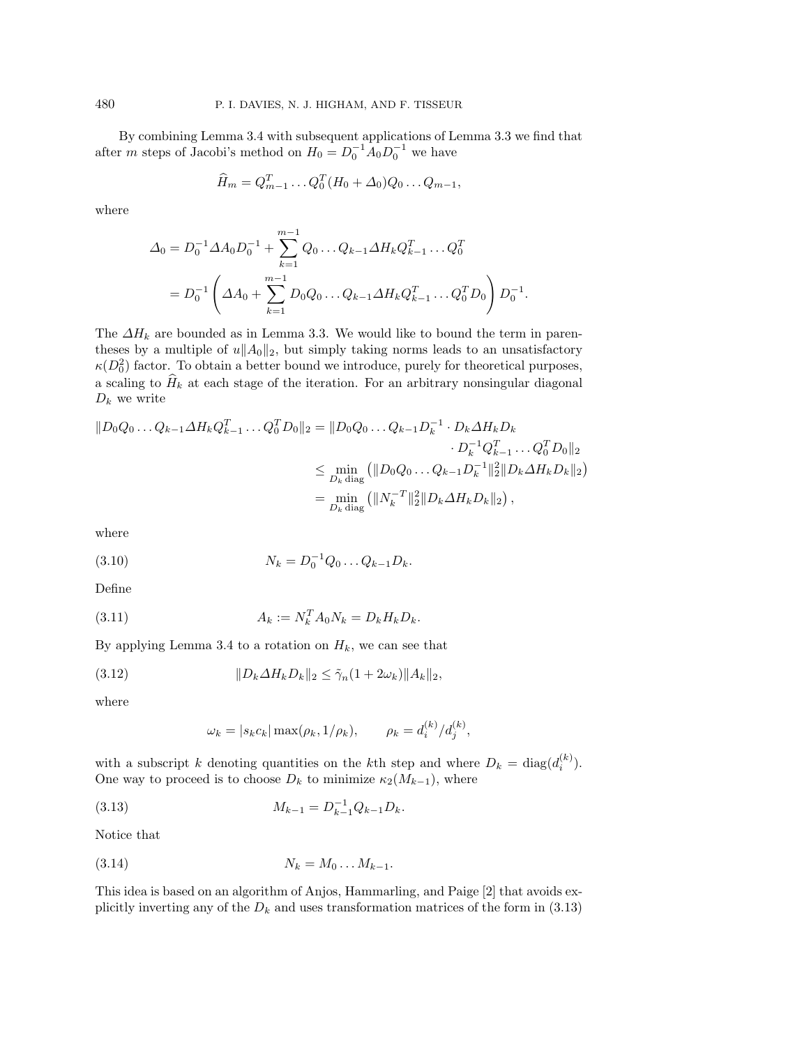By combining Lemma 3.4 with subsequent applications of Lemma 3.3 we find that after $m$ steps of Jacobi's method on $H_0 = D_0^{-1} A_0 D_0^{-1}$ we have

$$\widehat{H}_m = Q_{m-1}^T \dots Q_0^T (H_0 + \Delta_0) Q_0 \dots Q_{m-1},$$

where

$$\begin{aligned}
\Delta_0 &= D_0^{-1} \Delta A_0 D_0^{-1} + \sum_{k=1}^{m-1} Q_0 \dots Q_{k-1} \Delta H_k Q_{k-1}^T \dots Q_0^T \\
&= D_0^{-1} \left( \Delta A_0 + \sum_{k=1}^{m-1} D_0 Q_0 \dots Q_{k-1} \Delta H_k Q_{k-1}^T \dots Q_0^T D_0 \right) D_0^{-1}.
\end{aligned}$$

The $\Delta H_k$ are bounded as in Lemma 3.3. We would like to bound the term in parentheses by a multiple of $u\|A_0\|_2$, but simply taking norms leads to an unsatisfactory $\kappa(D_0^2)$ factor. To obtain a better bound we introduce, purely for theoretical purposes, a scaling to $\widehat{H}_k$ at each stage of the iteration. For an arbitrary nonsingular diagonal $D_k$ we write

$$\begin{aligned}
\|D_0 Q_0 \dots Q_{k-1} \Delta H_k Q_{k-1}^T \dots Q_0^T D_0\|_2 &= \|D_0 Q_0 \dots Q_{k-1} D_k^{-1} \cdot D_k \Delta H_k D_k \\
&\qquad \cdot D_k^{-1} Q_{k-1}^T \dots Q_0^T D_0\|_2 \\
&\le \min_{D_k \text{ diag}} \left( \|D_0 Q_0 \dots Q_{k-1} D_k^{-1}\|_2^2 \|D_k \Delta H_k D_k\|_2 \right) \\
&= \min_{D_k \text{ diag}} \left( \|N_k^{-T}\|_2^2 \|D_k \Delta H_k D_k\|_2 \right),
\end{aligned}$$

where

$$N_k = D_0^{-1} Q_0 \dots Q_{k-1} D_k. \tag{3.10}$$

Define

$$A_k := N_k^T A_0 N_k = D_k H_k D_k. \tag{3.11}$$

By applying Lemma 3.4 to a rotation on $H_k$, we can see that

$$\|D_k \Delta H_k D_k\|_2 \le \tilde{\gamma}_n (1 + 2\omega_k) \|A_k\|_2, \tag{3.12}$$

where

$$\omega_k = |s_k c_k| \max(\rho_k, 1/\rho_k), \qquad \rho_k = d_i^{(k)}/d_j^{(k)},$$

with a subscript $k$ denoting quantities on the $k$th step and where $D_k = \operatorname{diag}(d_i^{(k)})$. One way to proceed is to choose $D_k$ to minimize $\kappa_2(M_{k-1})$, where

$$M_{k-1} = D_{k-1}^{-1} Q_{k-1} D_k. \tag{3.13}$$

Notice that

$$N_k = M_0 \dots M_{k-1}. \tag{3.14}$$

This idea is based on an algorithm of Anjos, Hammarling, and Paige [2] that avoids explicitly inverting any of the $D_k$ and uses transformation matrices of the form in (3.13)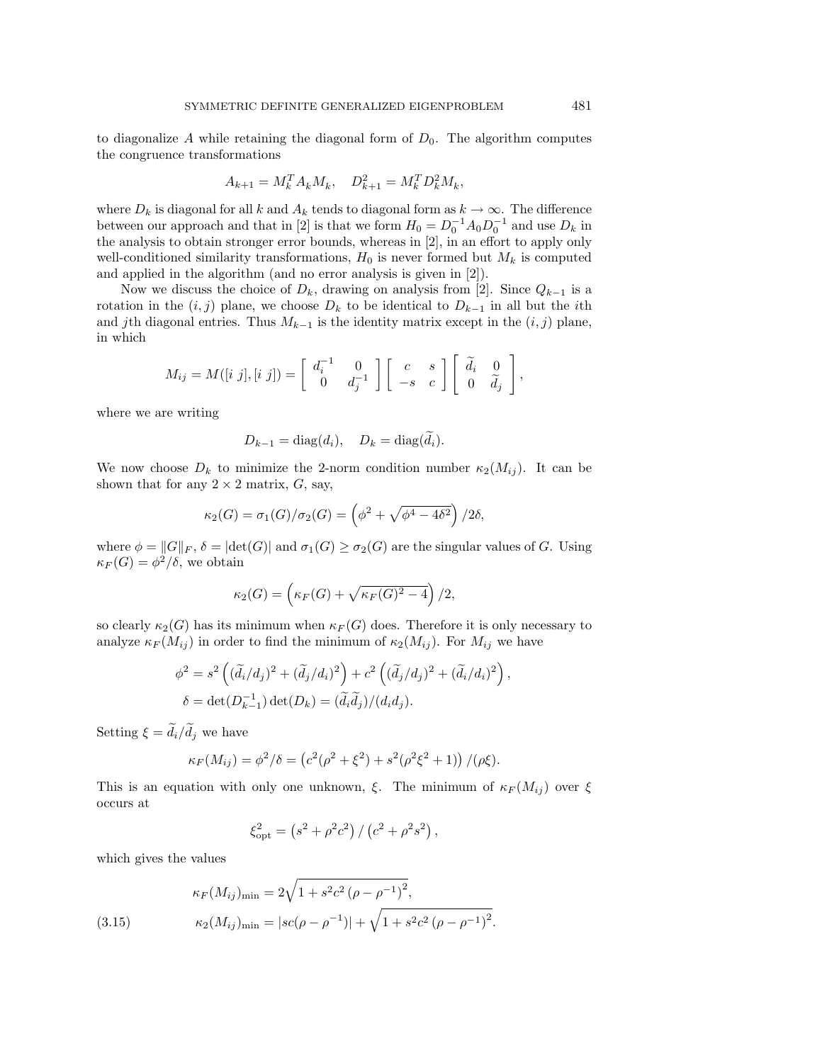to diagonalize $A$ while retaining the diagonal form of $D_0$. The algorithm computes the congruence transformations

$$A_{k+1} = M_k^T A_k M_k, \quad D_{k+1}^2 = M_k^T D_k^2 M_k,$$

where $D_k$ is diagonal for all $k$ and $A_k$ tends to diagonal form as $k \to \infty$. The difference between our approach and that in [2] is that we form $H_0 = D_0^{-1} A_0 D_0^{-1}$ and use $D_k$ in the analysis to obtain stronger error bounds, whereas in [2], in an effort to apply only well-conditioned similarity transformations, $H_0$ is never formed but $M_k$ is computed and applied in the algorithm (and no error analysis is given in [2]).

Now we discuss the choice of $D_k$, drawing on analysis from [2]. Since $Q_{k-1}$ is a rotation in the $(i, j)$ plane, we choose $D_k$ to be identical to $D_{k-1}$ in all but the $i$th and $j$th diagonal entries. Thus $M_{k-1}$ is the identity matrix except in the $(i, j)$ plane, in which

$$M_{ij} = M([i\ j], [i\ j]) = \begin{bmatrix} d_i^{-1} & 0 \\ 0 & d_j^{-1} \end{bmatrix} \begin{bmatrix} c & s \\ -s & c \end{bmatrix} \begin{bmatrix} \widetilde{d}_i & 0 \\ 0 & \widetilde{d}_j \end{bmatrix},$$

where we are writing

$$D_{k-1} = \operatorname{diag}(d_i), \quad D_k = \operatorname{diag}(\widetilde{d}_i).$$

We now choose $D_k$ to minimize the 2-norm condition number $\kappa_2(M_{ij})$. It can be shown that for any $2 \times 2$ matrix, $G$, say,

$$\kappa_2(G) = \sigma_1(G)/\sigma_2(G) = \left(\phi^2 + \sqrt{\phi^4 - 4\delta^2}\right)/2\delta,$$

where $\phi = \|G\|_F$, $\delta = |\det(G)|$ and $\sigma_1(G) \geq \sigma_2(G)$ are the singular values of $G$. Using $\kappa_F(G) = \phi^2/\delta$, we obtain

$$\kappa_2(G) = \left(\kappa_F(G) + \sqrt{\kappa_F(G)^2 - 4}\right)/2,$$

so clearly $\kappa_2(G)$ has its minimum when $\kappa_F(G)$ does. Therefore it is only necessary to analyze $\kappa_F(M_{ij})$ in order to find the minimum of $\kappa_2(M_{ij})$. For $M_{ij}$ we have

$$\begin{aligned}
\phi^2 &= s^2\left((\widetilde{d}_i/d_j)^2 + (\widetilde{d}_j/d_i)^2\right) + c^2\left((\widetilde{d}_j/d_j)^2 + (\widetilde{d}_i/d_i)^2\right), \\
\delta &= \det(D_{k-1}^{-1})\det(D_k) = (\widetilde{d}_i\widetilde{d}_j)/(d_i d_j).
\end{aligned}$$

Setting $\xi = \widetilde{d}_i/\widetilde{d}_j$ we have

$$\kappa_F(M_{ij}) = \phi^2/\delta = \left(c^2(\rho^2 + \xi^2) + s^2(\rho^2\xi^2 + 1)\right)/(\rho\xi).$$

This is an equation with only one unknown, $\xi$. The minimum of $\kappa_F(M_{ij})$ over $\xi$ occurs at

$$\xi_{\text{opt}}^2 = \left(s^2 + \rho^2 c^2\right)/\left(c^2 + \rho^2 s^2\right),$$

which gives the values

$$\begin{aligned}
\kappa_F(M_{ij})_{\min} &= 2\sqrt{1 + s^2c^2\left(\rho - \rho^{-1}\right)^2}, \\
\kappa_2(M_{ij})_{\min} &= |sc(\rho - \rho^{-1})| + \sqrt{1 + s^2c^2\left(\rho - \rho^{-1}\right)^2}.
\end{aligned} \tag{3.15}$$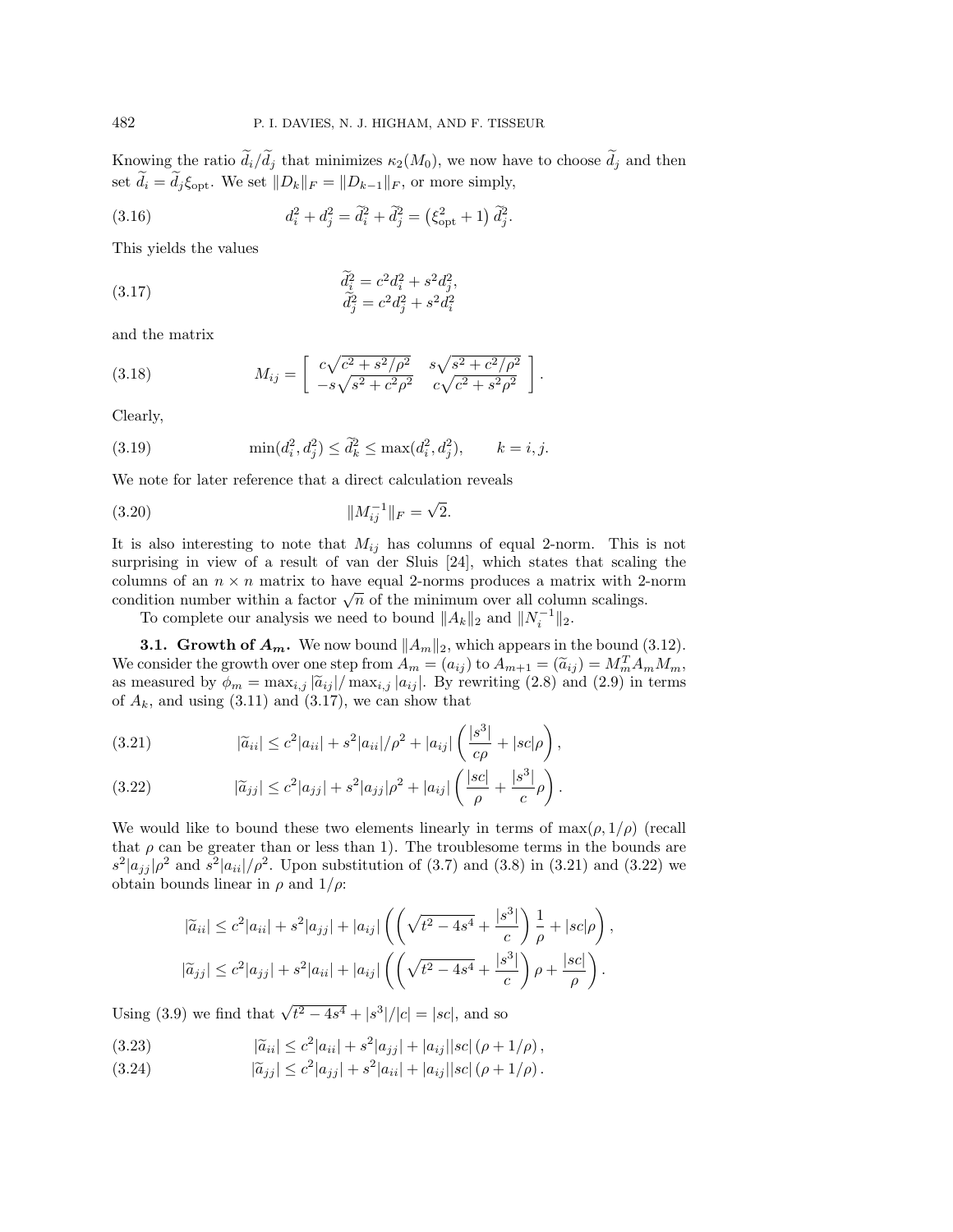Knowing the ratio $\widetilde{d}_i/\widetilde{d}_j$ that minimizes $\kappa_2(M_0)$, we now have to choose $\widetilde{d}_j$ and then set $\widetilde{d}_i = \widetilde{d}_j \xi_{\text{opt}}$. We set $\|D_k\|_F = \|D_{k-1}\|_F$, or more simply,

$$d_i^2 + d_j^2 = \widetilde{d}_i^2 + \widetilde{d}_j^2 = \left(\xi_{\text{opt}}^2 + 1\right) \widetilde{d}_j^2. \tag{3.16}$$

This yields the values

$$\begin{aligned} \widetilde{d}_i^2 &= c^2 d_i^2 + s^2 d_j^2, \\ \widetilde{d}_j^2 &= c^2 d_j^2 + s^2 d_i^2 \end{aligned} \tag{3.17}$$

and the matrix

$$M_{ij} = \begin{bmatrix} c\sqrt{c^2 + s^2/\rho^2} & s\sqrt{s^2 + c^2/\rho^2} \\ -s\sqrt{s^2 + c^2\rho^2} & c\sqrt{c^2 + s^2\rho^2} \end{bmatrix}. \tag{3.18}$$

Clearly,

$$\min(d_i^2, d_j^2) \le \widetilde{d}_k^2 \le \max(d_i^2, d_j^2), \qquad k = i, j. \tag{3.19}$$

We note for later reference that a direct calculation reveals

$$\|M_{ij}^{-1}\|_F = \sqrt{2}. \tag{3.20}$$

It is also interesting to note that $M_{ij}$ has columns of equal 2-norm. This is not surprising in view of a result of van der Sluis [24], which states that scaling the columns of an $n \times n$ matrix to have equal 2-norms produces a matrix with 2-norm condition number within a factor $\sqrt{n}$ of the minimum over all column scalings.

To complete our analysis we need to bound $\|A_k\|_2$ and $\|N_i^{-1}\|_2$.

**3.1. Growth of $A_m$.** We now bound $\|A_m\|_2$, which appears in the bound (3.12). We consider the growth over one step from $A_m = (a_{ij})$ to $A_{m+1} = (\widetilde{a}_{ij}) = M_m^T A_m M_m$, as measured by $\phi_m = \max_{i,j} |\widetilde{a}_{ij}| / \max_{i,j} |a_{ij}|$. By rewriting (2.8) and (2.9) in terms of $A_k$, and using (3.11) and (3.17), we can show that

$$|\widetilde{a}_{ii}| \le c^2|a_{ii}| + s^2|a_{ii}|/\rho^2 + |a_{ij}| \left( \frac{|s^3|}{c\rho} + |sc|\rho \right), \tag{3.21}$$

$$|\widetilde{a}_{jj}| \le c^2|a_{jj}| + s^2|a_{jj}|\rho^2 + |a_{ij}| \left( \frac{|sc|}{\rho} + \frac{|s^3|}{c}\rho \right). \tag{3.22}$$

We would like to bound these two elements linearly in terms of $\max(\rho, 1/\rho)$ (recall that $\rho$ can be greater than or less than 1). The troublesome terms in the bounds are $s^2|a_{jj}|\rho^2$ and $s^2|a_{ii}|/\rho^2$. Upon substitution of (3.7) and (3.8) in (3.21) and (3.22) we obtain bounds linear in $\rho$ and $1/\rho$:

$$|\widetilde{a}_{ii}| \le c^2|a_{ii}| + s^2|a_{jj}| + |a_{ij}| \left( \left( \sqrt{t^2 - 4s^4} + \frac{|s^3|}{c} \right) \frac{1}{\rho} + |sc|\rho \right),$$

$$|\widetilde{a}_{jj}| \le c^2|a_{jj}| + s^2|a_{ii}| + |a_{ij}| \left( \left( \sqrt{t^2 - 4s^4} + \frac{|s^3|}{c} \right) \rho + \frac{|sc|}{\rho} \right).$$

Using (3.9) we find that $\sqrt{t^2 - 4s^4} + |s^3|/|c| = |sc|$, and so

$$|\widetilde{a}_{ii}| \le c^2|a_{ii}| + s^2|a_{jj}| + |a_{ij}||sc| \left(\rho + 1/\rho\right), \tag{3.23}$$

$$|\widetilde{a}_{jj}| \le c^2|a_{jj}| + s^2|a_{ii}| + |a_{ij}||sc| \left(\rho + 1/\rho\right). \tag{3.24}$$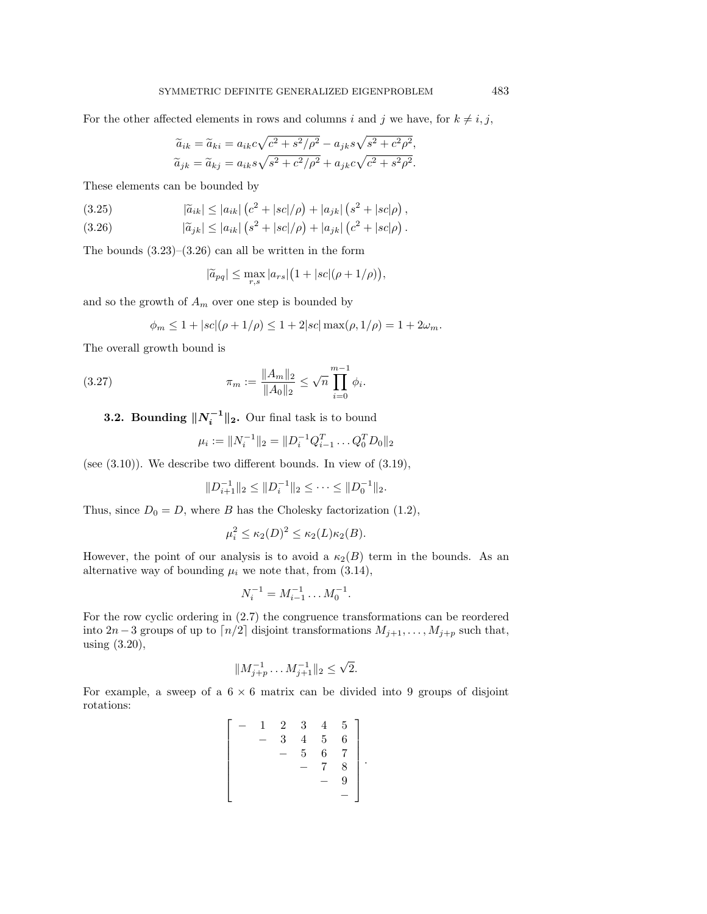For the other affected elements in rows and columns $i$ and $j$ we have, for $k \neq i, j$,

$$\widetilde{a}_{ik} = \widetilde{a}_{ki} = a_{ik} c \sqrt{c^2 + s^2/\rho^2} - a_{jk} s \sqrt{s^2 + c^2 \rho^2},$$
$$\widetilde{a}_{jk} = \widetilde{a}_{kj} = a_{ik} s \sqrt{s^2 + c^2/\rho^2} + a_{jk} c \sqrt{c^2 + s^2 \rho^2}.$$

These elements can be bounded by

$$|\widetilde{a}_{ik}| \leq |a_{ik}| \left(c^2 + |sc|/\rho\right) + |a_{jk}| \left(s^2 + |sc|\rho\right), \tag{3.25}$$

$$|\widetilde{a}_{jk}| \leq |a_{ik}| \left(s^2 + |sc|/\rho\right) + |a_{jk}| \left(c^2 + |sc|\rho\right). \tag{3.26}$$

The bounds (3.23)–(3.26) can all be written in the form

$$|\widetilde{a}_{pq}| \leq \max_{r,s} |a_{rs}| \big(1 + |sc|(\rho + 1/\rho)\big),$$

and so the growth of $A_m$ over one step is bounded by

$$\phi_m \leq 1 + |sc|(\rho + 1/\rho) \leq 1 + 2|sc| \max(\rho, 1/\rho) = 1 + 2\omega_m.$$

The overall growth bound is

$$\pi_m := \frac{\|A_m\|_2}{\|A_0\|_2} \leq \sqrt{n} \prod_{i=0}^{m-1} \phi_i. \tag{3.27}$$

### 3.2. Bounding $\|N_i^{-1}\|_2$.

Our final task is to bound

$$\mu_i := \|N_i^{-1}\|_2 = \|D_i^{-1} Q_{i-1}^T \dots Q_0^T D_0\|_2$$

(see (3.10)). We describe two different bounds. In view of (3.19),

$$\|D_{i+1}^{-1}\|_2 \leq \|D_i^{-1}\|_2 \leq \cdots \leq \|D_0^{-1}\|_2.$$

Thus, since $D_0 = D$, where $B$ has the Cholesky factorization (1.2),

$$\mu_i^2 \leq \kappa_2(D)^2 \leq \kappa_2(L)\kappa_2(B).$$

However, the point of our analysis is to avoid a $\kappa_2(B)$ term in the bounds. As an alternative way of bounding $\mu_i$ we note that, from (3.14),

$$N_i^{-1} = M_{i-1}^{-1} \dots M_0^{-1}.$$

For the row cyclic ordering in (2.7) the congruence transformations can be reordered into $2n-3$ groups of up to $\lceil n/2 \rceil$ disjoint transformations $M_{j+1}, \dots, M_{j+p}$ such that, using (3.20),

$$\|M_{j+p}^{-1} \dots M_{j+1}^{-1}\|_2 \leq \sqrt{2}.$$

For example, a sweep of a $6 \times 6$ matrix can be divided into 9 groups of disjoint rotations:

$$\begin{bmatrix} - & 1 & 2 & 3 & 4 & 5 \\ & - & 3 & 4 & 5 & 6 \\ & & - & 5 & 6 & 7 \\ & & & - & 7 & 8 \\ & & & & - & 9 \\ & & & & & - \end{bmatrix}.$$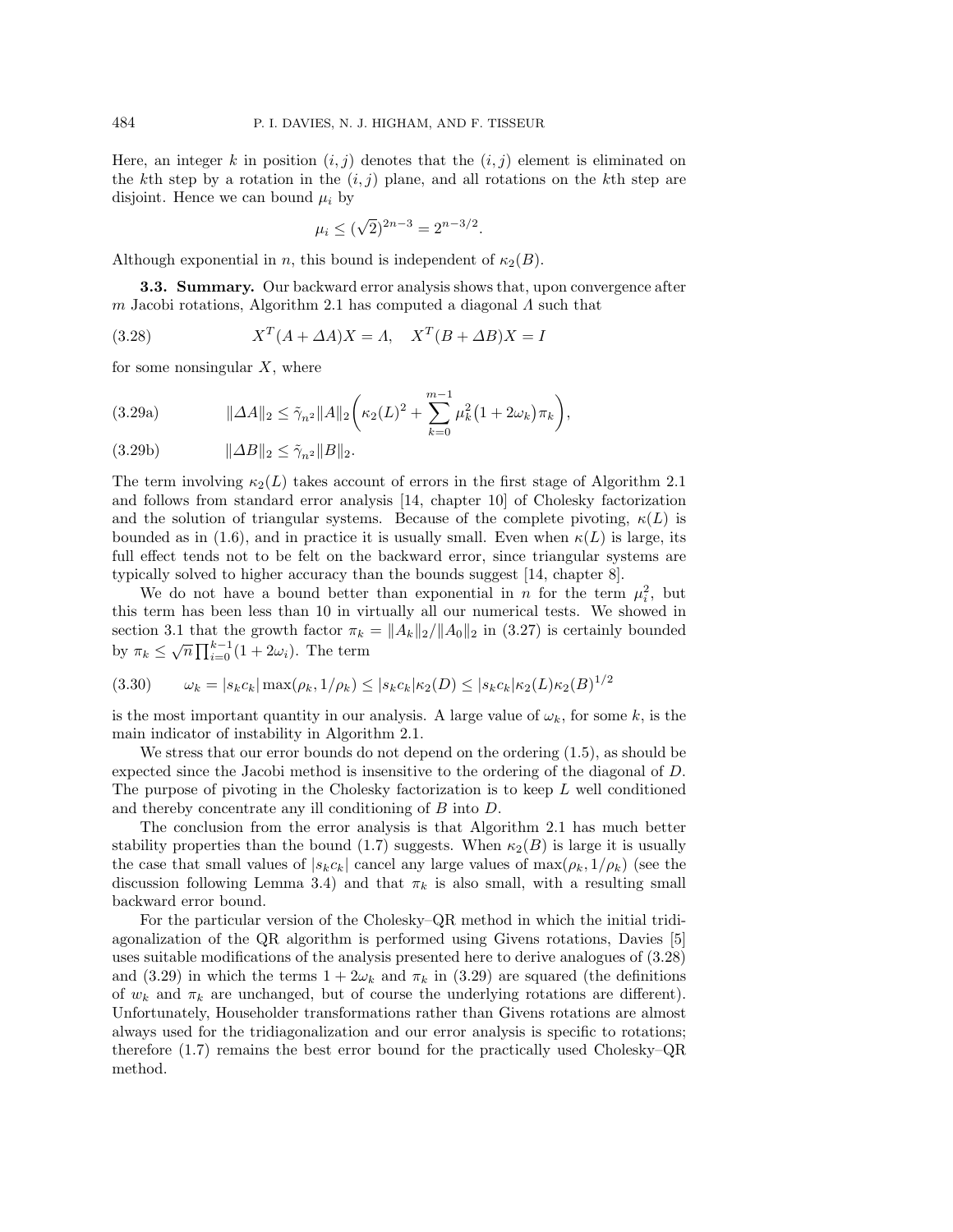Here, an integer $k$ in position $(i, j)$ denotes that the $(i, j)$ element is eliminated on the $k$th step by a rotation in the $(i, j)$ plane, and all rotations on the $k$th step are disjoint. Hence we can bound $\mu_i$ by

$$\mu_i \le (\sqrt{2})^{2n-3} = 2^{n-3/2}.$$

Although exponential in $n$, this bound is independent of $\kappa_2(B)$.

**3.3. Summary.** Our backward error analysis shows that, upon convergence after $m$ Jacobi rotations, Algorithm 2.1 has computed a diagonal $\Lambda$ such that

$$X^T(A + \Delta A)X = \Lambda, \quad X^T(B + \Delta B)X = I \tag{3.28}$$

for some nonsingular $X$, where

$$\|\Delta A\|_2 \le \tilde{\gamma}_{n^2} \|A\|_2 \left( \kappa_2(L)^2 + \sum_{k=0}^{m-1} \mu_k^2 (1 + 2\omega_k) \pi_k \right), \tag{3.29a}$$

$$\|\Delta B\|_2 \le \tilde{\gamma}_{n^2} \|B\|_2. \tag{3.29b}$$

The term involving $\kappa_2(L)$ takes account of errors in the first stage of Algorithm 2.1 and follows from standard error analysis [14, chapter 10] of Cholesky factorization and the solution of triangular systems. Because of the complete pivoting, $\kappa(L)$ is bounded as in (1.6), and in practice it is usually small. Even when $\kappa(L)$ is large, its full effect tends not to be felt on the backward error, since triangular systems are typically solved to higher accuracy than the bounds suggest [14, chapter 8].

We do not have a bound better than exponential in $n$ for the term $\mu_i^2$, but this term has been less than 10 in virtually all our numerical tests. We showed in section 3.1 that the growth factor $\pi_k = \|A_k\|_2 / \|A_0\|_2$ in (3.27) is certainly bounded by $\pi_k \le \sqrt{n} \prod_{i=0}^{k-1} (1 + 2\omega_i)$. The term

$$\omega_k = |s_k c_k| \max(\rho_k, 1/\rho_k) \le |s_k c_k| \kappa_2(D) \le |s_k c_k| \kappa_2(L) \kappa_2(B)^{1/2} \tag{3.30}$$

is the most important quantity in our analysis. A large value of $\omega_k$, for some $k$, is the main indicator of instability in Algorithm 2.1.

We stress that our error bounds do not depend on the ordering (1.5), as should be expected since the Jacobi method is insensitive to the ordering of the diagonal of $D$. The purpose of pivoting in the Cholesky factorization is to keep $L$ well conditioned and thereby concentrate any ill conditioning of $B$ into $D$.

The conclusion from the error analysis is that Algorithm 2.1 has much better stability properties than the bound (1.7) suggests. When $\kappa_2(B)$ is large it is usually the case that small values of $|s_k c_k|$ cancel any large values of $\max(\rho_k, 1/\rho_k)$ (see the discussion following Lemma 3.4) and that $\pi_k$ is also small, with a resulting small backward error bound.

For the particular version of the Cholesky–QR method in which the initial tridiagonalization of the QR algorithm is performed using Givens rotations, Davies [5] uses suitable modifications of the analysis presented here to derive analogues of (3.28) and (3.29) in which the terms $1 + 2\omega_k$ and $\pi_k$ in (3.29) are squared (the definitions of $w_k$ and $\pi_k$ are unchanged, but of course the underlying rotations are different). Unfortunately, Householder transformations rather than Givens rotations are almost always used for the tridiagonalization and our error analysis is specific to rotations; therefore (1.7) remains the best error bound for the practically used Cholesky–QR method.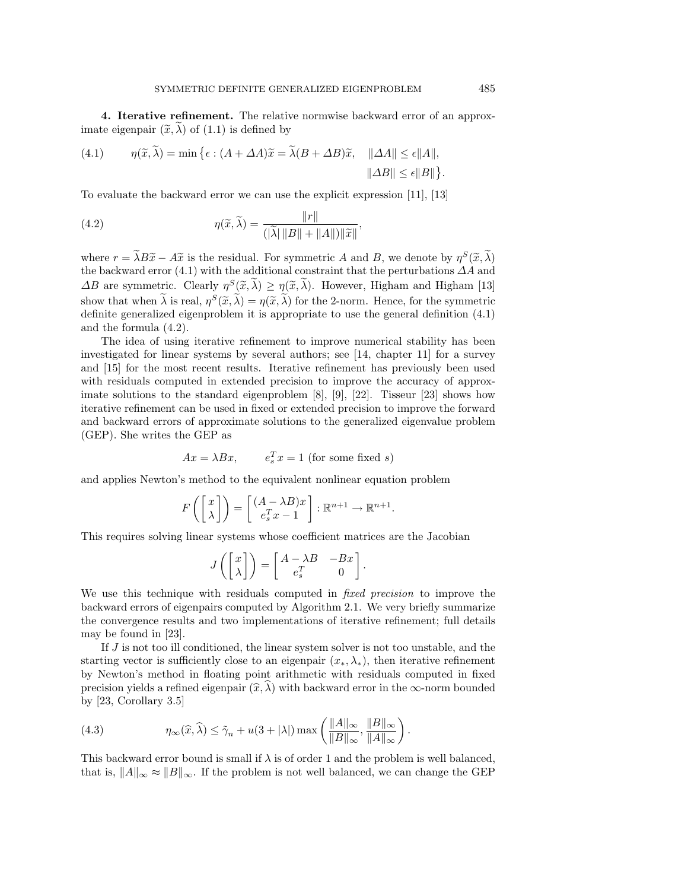**4. Iterative refinement.** The relative normwise backward error of an approximate eigenpair $(\widetilde{x}, \widetilde{\lambda})$ of (1.1) is defined by

$$\eta(\widetilde{x}, \widetilde{\lambda}) = \min \{ \epsilon : (A + \Delta A)\widetilde{x} = \widetilde{\lambda}(B + \Delta B)\widetilde{x}, \quad \|\Delta A\| \leq \epsilon \|A\|, \quad \|\Delta B\| \leq \epsilon \|B\| \}. \tag{4.1}$$

To evaluate the backward error we can use the explicit expression [11], [13]

$$\eta(\widetilde{x}, \widetilde{\lambda}) = \frac{\|r\|}{(|\widetilde{\lambda}| \, \|B\| + \|A\|)\|\widetilde{x}\|}, \tag{4.2}$$

where $r = \widetilde{\lambda} B \widetilde{x} - A\widetilde{x}$ is the residual. For symmetric $A$ and $B$, we denote by $\eta^S(\widetilde{x}, \widetilde{\lambda})$ the backward error (4.1) with the additional constraint that the perturbations $\Delta A$ and $\Delta B$ are symmetric. Clearly $\eta^S(\widetilde{x}, \widetilde{\lambda}) \geq \eta(\widetilde{x}, \widetilde{\lambda})$. However, Higham and Higham [13] show that when $\widetilde{\lambda}$ is real, $\eta^S(\widetilde{x}, \widetilde{\lambda}) = \eta(\widetilde{x}, \widetilde{\lambda})$ for the 2-norm. Hence, for the symmetric definite generalized eigenproblem it is appropriate to use the general definition (4.1) and the formula (4.2).

The idea of using iterative refinement to improve numerical stability has been investigated for linear systems by several authors; see [14, chapter 11] for a survey and [15] for the most recent results. Iterative refinement has previously been used with residuals computed in extended precision to improve the accuracy of approximate solutions to the standard eigenproblem [8], [9], [22]. Tisseur [23] shows how iterative refinement can be used in fixed or extended precision to improve the forward and backward errors of approximate solutions to the generalized eigenvalue problem (GEP). She writes the GEP as

$$Ax = \lambda Bx, \qquad e_s^T x = 1 \text{ (for some fixed } s)$$

and applies Newton's method to the equivalent nonlinear equation problem

$$F\left( \begin{bmatrix} x \\ \lambda \end{bmatrix} \right) = \begin{bmatrix} (A - \lambda B)x \\ e_s^T x - 1 \end{bmatrix} : \mathbb{R}^{n+1} \to \mathbb{R}^{n+1}.$$

This requires solving linear systems whose coefficient matrices are the Jacobian

$$J\left( \begin{bmatrix} x \\ \lambda \end{bmatrix} \right) = \begin{bmatrix} A - \lambda B & -Bx \\ e_s^T & 0 \end{bmatrix}.$$

We use this technique with residuals computed in *fixed precision* to improve the backward errors of eigenpairs computed by Algorithm 2.1. We very briefly summarize the convergence results and two implementations of iterative refinement; full details may be found in [23].

If $J$ is not too ill conditioned, the linear system solver is not too unstable, and the starting vector is sufficiently close to an eigenpair $(x_*, \lambda_*)$, then iterative refinement by Newton's method in floating point arithmetic with residuals computed in fixed precision yields a refined eigenpair $(\widehat{x}, \widehat{\lambda})$ with backward error in the $\infty$-norm bounded by [23, Corollary 3.5]

$$\eta_\infty(\widehat{x}, \widehat{\lambda}) \leq \tilde{\gamma}_n + u(3 + |\lambda|) \max\left( \frac{\|A\|_\infty}{\|B\|_\infty}, \frac{\|B\|_\infty}{\|A\|_\infty} \right). \tag{4.3}$$

This backward error bound is small if $\lambda$ is of order 1 and the problem is well balanced, that is, $\|A\|_\infty \approx \|B\|_\infty$. If the problem is not well balanced, we can change the GEP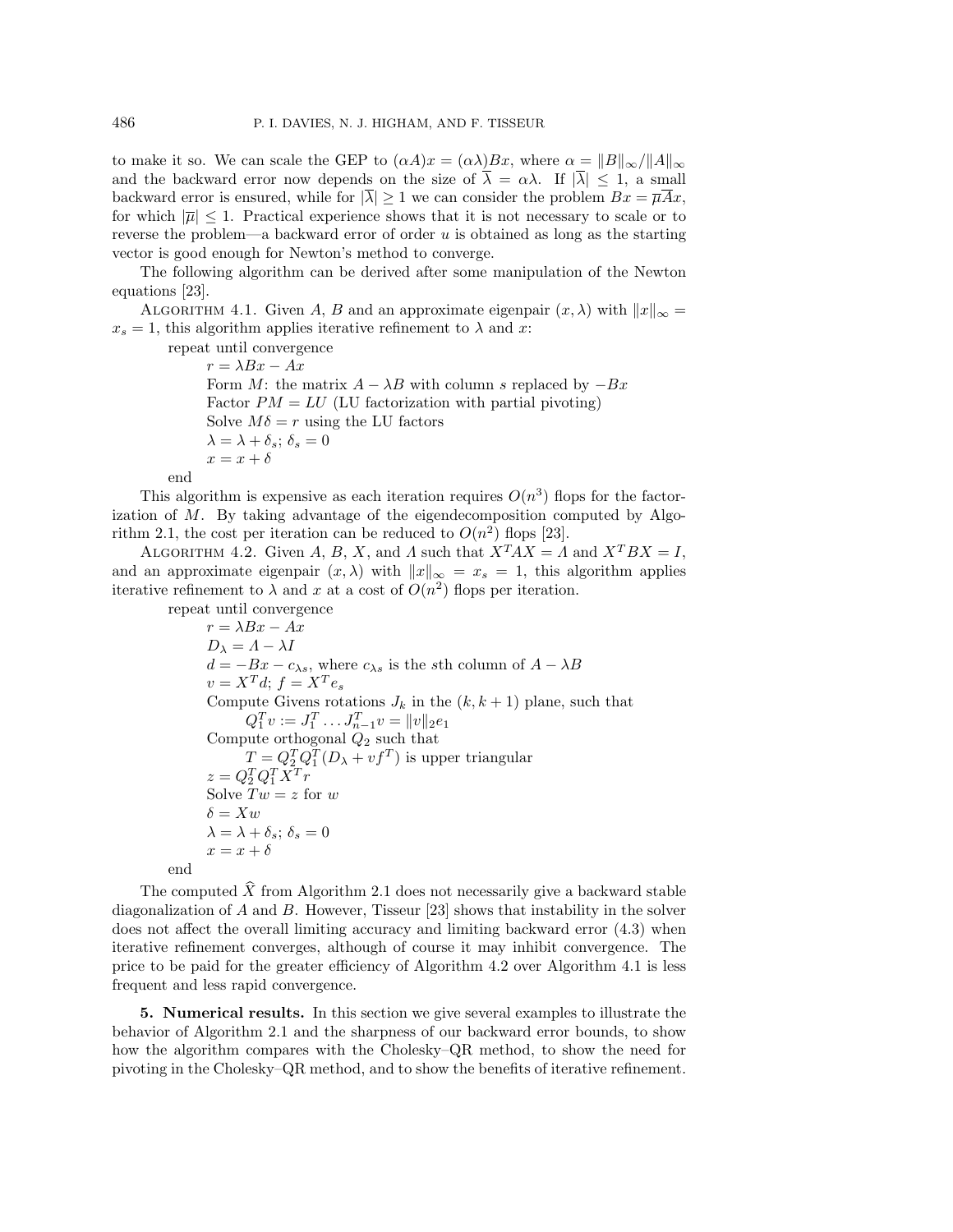to make it so. We can scale the GEP to $(\alpha A)x = (\alpha\lambda)Bx$, where $\alpha = \|B\|_\infty/\|A\|_\infty$ and the backward error now depends on the size of $\overline{\lambda} = \alpha\lambda$. If $|\overline{\lambda}| \le 1$, a small backward error is ensured, while for $|\overline{\lambda}| \ge 1$ we can consider the problem $Bx = \overline{\mu}\overline{A}x$, for which $|\overline{\mu}| \le 1$. Practical experience shows that it is not necessary to scale or to reverse the problem—a backward error of order $u$ is obtained as long as the starting vector is good enough for Newton's method to converge.

The following algorithm can be derived after some manipulation of the Newton equations [23].

ALGORITHM 4.1. Given $A$, $B$ and an approximate eigenpair $(x, \lambda)$ with $\|x\|_\infty = x_s = 1$, this algorithm applies iterative refinement to $\lambda$ and $x$:

repeat until convergence
- $r = \lambda Bx - Ax$
- Form $M$: the matrix $A - \lambda B$ with column $s$ replaced by $-Bx$
- Factor $PM = LU$ (LU factorization with partial pivoting)
- Solve $M\delta = r$ using the LU factors
- $\lambda = \lambda + \delta_s$; $\delta_s = 0$
- $x = x + \delta$

end

This algorithm is expensive as each iteration requires $O(n^3)$ flops for the factorization of $M$. By taking advantage of the eigendecomposition computed by Algorithm 2.1, the cost per iteration can be reduced to $O(n^2)$ flops [23].

ALGORITHM 4.2. Given $A$, $B$, $X$, and $\Lambda$ such that $X^TAX = \Lambda$ and $X^TBX = I$, and an approximate eigenpair $(x, \lambda)$ with $\|x\|_\infty = x_s = 1$, this algorithm applies iterative refinement to $\lambda$ and $x$ at a cost of $O(n^2)$ flops per iteration.

repeat until convergence
- $r = \lambda Bx - Ax$
- $D_\lambda = \Lambda - \lambda I$
- $d = -Bx - c_{\lambda s}$, where $c_{\lambda s}$ is the $s$th column of $A - \lambda B$
- $v = X^T d$; $f = X^T e_s$
- Compute Givens rotations $J_k$ in the $(k, k+1)$ plane, such that $Q_1^T v := J_1^T \dots J_{n-1}^T v = \|v\|_2 e_1$
- Compute orthogonal $Q_2$ such that $T = Q_2^T Q_1^T (D_\lambda + vf^T)$ is upper triangular
- $z = Q_2^T Q_1^T X^T r$
- Solve $Tw = z$ for $w$
- $\delta = Xw$
- $\lambda = \lambda + \delta_s$; $\delta_s = 0$
- $x = x + \delta$

end

The computed $\widehat{X}$ from Algorithm 2.1 does not necessarily give a backward stable diagonalization of $A$ and $B$. However, Tisseur [23] shows that instability in the solver does not affect the overall limiting accuracy and limiting backward error (4.3) when iterative refinement converges, although of course it may inhibit convergence. The price to be paid for the greater efficiency of Algorithm 4.2 over Algorithm 4.1 is less frequent and less rapid convergence.

## 5. Numerical results.

In this section we give several examples to illustrate the behavior of Algorithm 2.1 and the sharpness of our backward error bounds, to show how the algorithm compares with the Cholesky–QR method, to show the need for pivoting in the Cholesky–QR method, and to show the benefits of iterative refinement.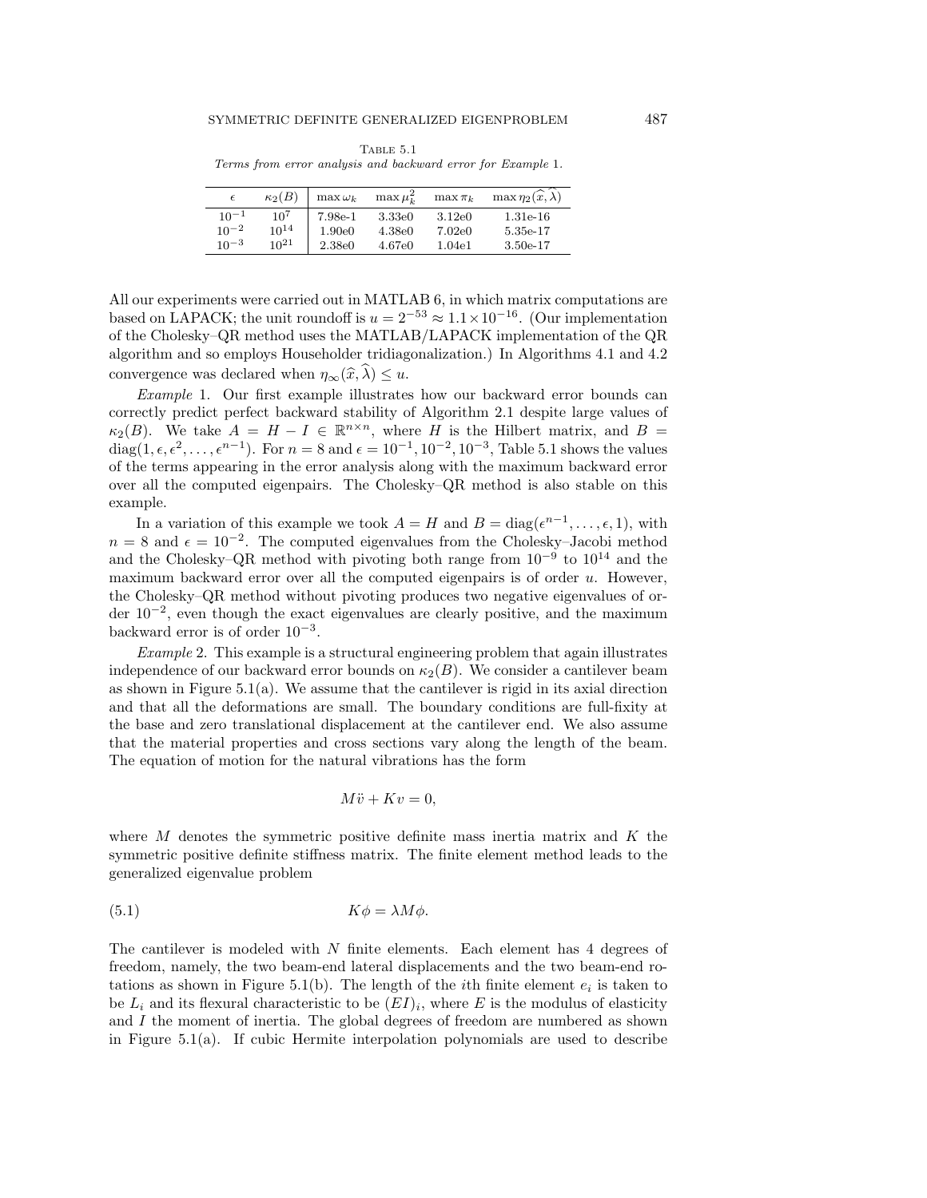Table 5.1
*Terms from error analysis and backward error for Example 1.*

| $\epsilon$ | $\kappa_2(B)$ | $\max \omega_k$ | $\max \mu_k^2$ | $\max \pi_k$ | $\max \eta_2(\widehat{x}, \widehat{\lambda})$ |
|---|---|---|---|---|---|
| $10^{-1}$ | $10^7$ | 7.98e-1 | 3.33e0 | 3.12e0 | 1.31e-16 |
| $10^{-2}$ | $10^{14}$ | 1.90e0 | 4.38e0 | 7.02e0 | 5.35e-17 |
| $10^{-3}$ | $10^{21}$ | 2.38e0 | 4.67e0 | 1.04e1 | 3.50e-17 |

All our experiments were carried out in MATLAB 6, in which matrix computations are based on LAPACK; the unit roundoff is $u = 2^{-53} \approx 1.1 \times 10^{-16}$. (Our implementation of the Cholesky–QR method uses the MATLAB/LAPACK implementation of the QR algorithm and so employs Householder tridiagonalization.) In Algorithms 4.1 and 4.2 convergence was declared when $\eta_\infty(\widehat{x}, \widehat{\lambda}) \leq u$.

*Example* 1. Our first example illustrates how our backward error bounds can correctly predict perfect backward stability of Algorithm 2.1 despite large values of $\kappa_2(B)$. We take $A = H - I \in \mathbb{R}^{n \times n}$, where $H$ is the Hilbert matrix, and $B = \operatorname{diag}(1, \epsilon, \epsilon^2, \dots, \epsilon^{n-1})$. For $n = 8$ and $\epsilon = 10^{-1}, 10^{-2}, 10^{-3}$, Table 5.1 shows the values of the terms appearing in the error analysis along with the maximum backward error over all the computed eigenpairs. The Cholesky–QR method is also stable on this example.

In a variation of this example we took $A = H$ and $B = \operatorname{diag}(\epsilon^{n-1}, \dots, \epsilon, 1)$, with $n = 8$ and $\epsilon = 10^{-2}$. The computed eigenvalues from the Cholesky–Jacobi method and the Cholesky–QR method with pivoting both range from $10^{-9}$ to $10^{14}$ and the maximum backward error over all the computed eigenpairs is of order $u$. However, the Cholesky–QR method without pivoting produces two negative eigenvalues of order $10^{-2}$, even though the exact eigenvalues are clearly positive, and the maximum backward error is of order $10^{-3}$.

*Example* 2. This example is a structural engineering problem that again illustrates independence of our backward error bounds on $\kappa_2(B)$. We consider a cantilever beam as shown in Figure 5.1(a). We assume that the cantilever is rigid in its axial direction and that all the deformations are small. The boundary conditions are full-fixity at the base and zero translational displacement at the cantilever end. We also assume that the material properties and cross sections vary along the length of the beam. The equation of motion for the natural vibrations has the form

$$M\ddot{v} + Kv = 0,$$

where $M$ denotes the symmetric positive definite mass inertia matrix and $K$ the symmetric positive definite stiffness matrix. The finite element method leads to the generalized eigenvalue problem

$$K\phi = \lambda M \phi. \tag{5.1}$$

The cantilever is modeled with $N$ finite elements. Each element has 4 degrees of freedom, namely, the two beam-end lateral displacements and the two beam-end rotations as shown in Figure 5.1(b). The length of the $i$th finite element $e_i$ is taken to be $L_i$ and its flexural characteristic to be $(EI)_i$, where $E$ is the modulus of elasticity and $I$ the moment of inertia. The global degrees of freedom are numbered as shown in Figure 5.1(a). If cubic Hermite interpolation polynomials are used to describe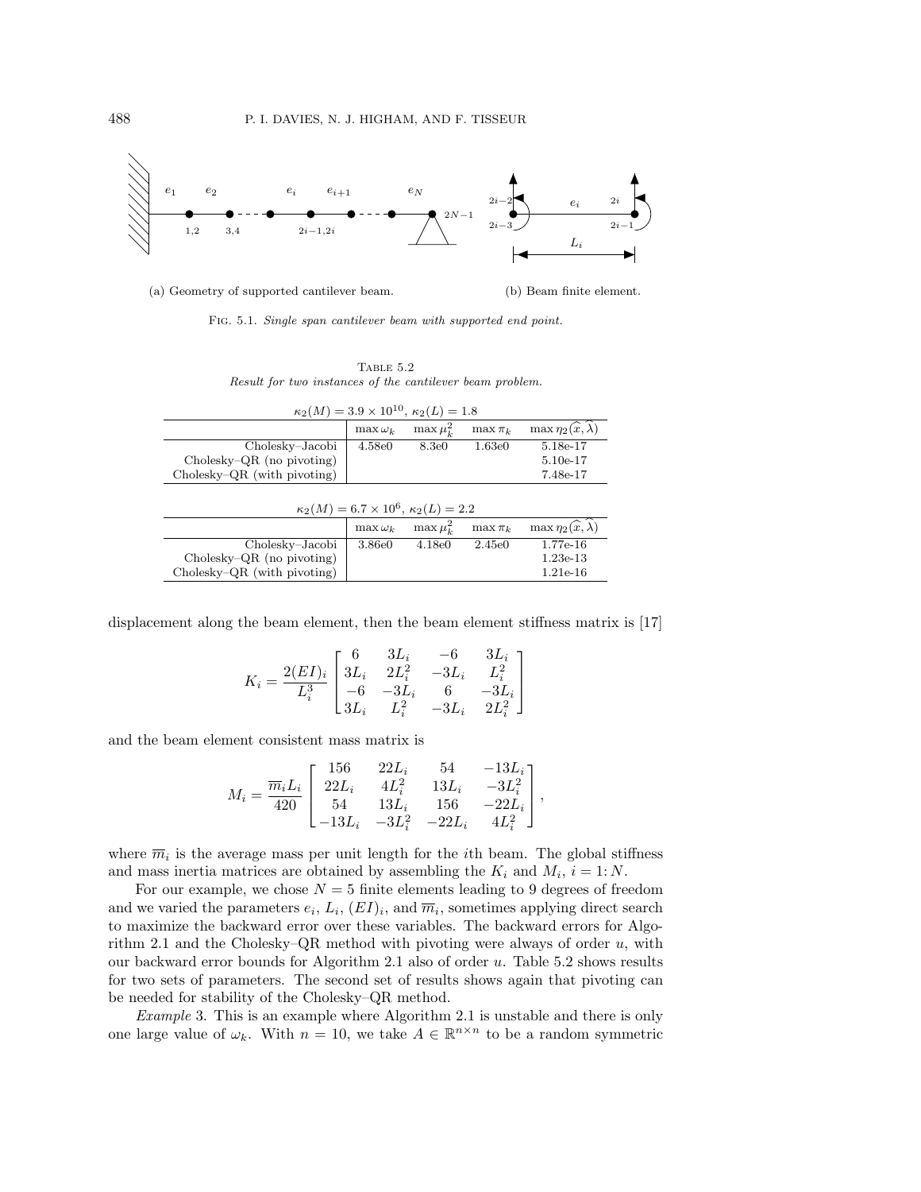(a) Geometry of supported cantilever beam.

(b) Beam finite element.

Fig. 5.1. *Single span cantilever beam with supported end point.*

Table 5.2
*Result for two instances of the cantilever beam problem.*

| $\kappa_2(M) = 3.9 \times 10^{10}$, $\kappa_2(L) = 1.8$ | | | | |
|---|---|---|---|---|
| | $\max \omega_k$ | $\max \mu_k^2$ | $\max \pi_k$ | $\max \eta_2(\widehat{x}, \widehat{\lambda})$ |
| Cholesky–Jacobi | 4.58e0 | 8.3e0 | 1.63e0 | 5.18e-17 |
| Cholesky–QR (no pivoting) | | | | 5.10e-17 |
| Cholesky–QR (with pivoting) | | | | 7.48e-17 |

| $\kappa_2(M) = 6.7 \times 10^{6}$, $\kappa_2(L) = 2.2$ | | | | |
|---|---|---|---|---|
| | $\max \omega_k$ | $\max \mu_k^2$ | $\max \pi_k$ | $\max \eta_2(\widehat{x}, \widehat{\lambda})$ |
| Cholesky–Jacobi | 3.86e0 | 4.18e0 | 2.45e0 | 1.77e-16 |
| Cholesky–QR (no pivoting) | | | | 1.23e-13 |
| Cholesky–QR (with pivoting) | | | | 1.21e-16 |

displacement along the beam element, then the beam element stiffness matrix is [17]

$$K_i = \frac{2(EI)_i}{L_i^3} \begin{bmatrix} 6 & 3L_i & -6 & 3L_i \\ 3L_i & 2L_i^2 & -3L_i & L_i^2 \\ -6 & -3L_i & 6 & -3L_i \\ 3L_i & L_i^2 & -3L_i & 2L_i^2 \end{bmatrix}$$

and the beam element consistent mass matrix is

$$M_i = \frac{\overline{m}_i L_i}{420} \begin{bmatrix} 156 & 22L_i & 54 & -13L_i \\ 22L_i & 4L_i^2 & 13L_i & -3L_i^2 \\ 54 & 13L_i & 156 & -22L_i \\ -13L_i & -3L_i^2 & -22L_i & 4L_i^2 \end{bmatrix},$$

where $\overline{m}_i$ is the average mass per unit length for the $i$th beam. The global stiffness and mass inertia matrices are obtained by assembling the $K_i$ and $M_i$, $i = 1\colon N$.

For our example, we chose $N = 5$ finite elements leading to 9 degrees of freedom and we varied the parameters $e_i$, $L_i$, $(EI)_i$, and $\overline{m}_i$, sometimes applying direct search to maximize the backward error over these variables. The backward errors for Algorithm 2.1 and the Cholesky–QR method with pivoting were always of order $u$, with our backward error bounds for Algorithm 2.1 also of order $u$. Table 5.2 shows results for two sets of parameters. The second set of results shows again that pivoting can be needed for stability of the Cholesky–QR method.

*Example* 3. This is an example where Algorithm 2.1 is unstable and there is only one large value of $\omega_k$. With $n = 10$, we take $A \in \mathbb{R}^{n \times n}$ to be a random symmetric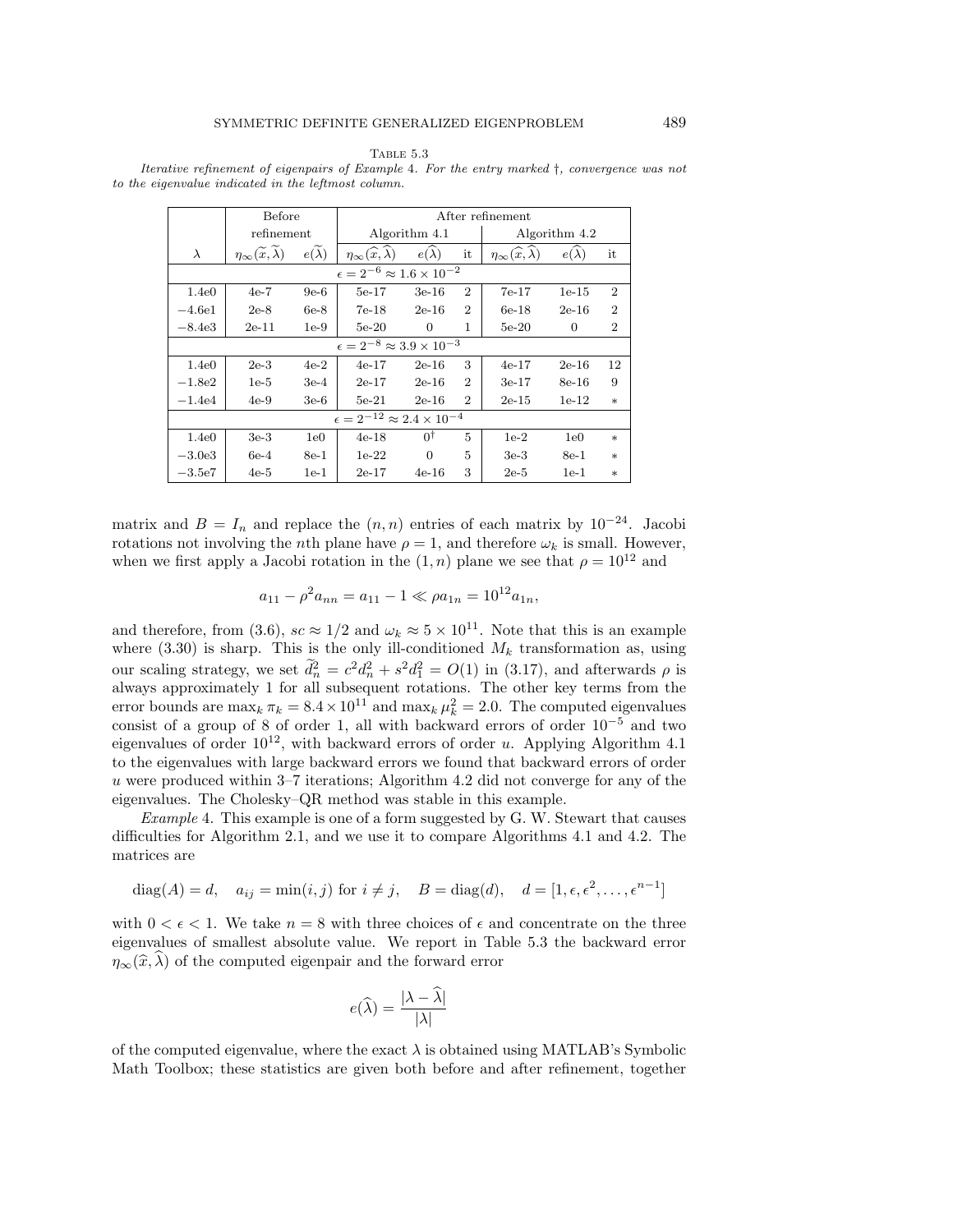Table 5.3

*Iterative refinement of eigenpairs of Example* 4. *For the entry marked* †, *convergence was not to the eigenvalue indicated in the leftmost column.*

| | Before refinement | | After refinement | | | | | |
|---|---|---|---|---|---|---|---|---|
| | | | Algorithm 4.1 | | | Algorithm 4.2 | | |
| $\lambda$ | $\eta_\infty(\widetilde{x},\widetilde{\lambda})$ | $e(\widetilde{\lambda})$ | $\eta_\infty(\widehat{x},\widehat{\lambda})$ | $e(\widehat{\lambda})$ | it | $\eta_\infty(\widehat{x},\widehat{\lambda})$ | $e(\widehat{\lambda})$ | it |
| $\epsilon = 2^{-6} \approx 1.6 \times 10^{-2}$ | | | | | | | | |
| 1.4e0 | 4e-7 | 9e-6 | 5e-17 | 3e-16 | 2 | 7e-17 | 1e-15 | 2 |
| −4.6e1 | 2e-8 | 6e-8 | 7e-18 | 2e-16 | 2 | 6e-18 | 2e-16 | 2 |
| −8.4e3 | 2e-11 | 1e-9 | 5e-20 | 0 | 1 | 5e-20 | 0 | 2 |
| $\epsilon = 2^{-8} \approx 3.9 \times 10^{-3}$ | | | | | | | | |
| 1.4e0 | 2e-3 | 4e-2 | 4e-17 | 2e-16 | 3 | 4e-17 | 2e-16 | 12 |
| −1.8e2 | 1e-5 | 3e-4 | 2e-17 | 2e-16 | 2 | 3e-17 | 8e-16 | 9 |
| −1.4e4 | 4e-9 | 3e-6 | 5e-21 | 2e-16 | 2 | 2e-15 | 1e-12 | * |
| $\epsilon = 2^{-12} \approx 2.4 \times 10^{-4}$ | | | | | | | | |
| 1.4e0 | 3e-3 | 1e0 | 4e-18 | 0† | 5 | 1e-2 | 1e0 | * |
| −3.0e3 | 6e-4 | 8e-1 | 1e-22 | 0 | 5 | 3e-3 | 8e-1 | * |
| −3.5e7 | 4e-5 | 1e-1 | 2e-17 | 4e-16 | 3 | 2e-5 | 1e-1 | * |

matrix and $B = I_n$ and replace the $(n, n)$ entries of each matrix by $10^{-24}$. Jacobi rotations not involving the $n$th plane have $\rho = 1$, and therefore $\omega_k$ is small. However, when we first apply a Jacobi rotation in the $(1, n)$ plane we see that $\rho = 10^{12}$ and

$$a_{11} - \rho^2 a_{nn} = a_{11} - 1 \ll \rho a_{1n} = 10^{12} a_{1n},$$

and therefore, from (3.6), $sc \approx 1/2$ and $\omega_k \approx 5 \times 10^{11}$. Note that this is an example where (3.30) is sharp. This is the only ill-conditioned $M_k$ transformation as, using our scaling strategy, we set $\widetilde{d}_n^2 = c^2 d_n^2 + s^2 d_1^2 = O(1)$ in (3.17), and afterwards $\rho$ is always approximately 1 for all subsequent rotations. The other key terms from the error bounds are $\max_k \pi_k = 8.4 \times 10^{11}$ and $\max_k \mu_k^2 = 2.0$. The computed eigenvalues consist of a group of 8 of order 1, all with backward errors of order $10^{-5}$ and two eigenvalues of order $10^{12}$, with backward errors of order $u$. Applying Algorithm 4.1 to the eigenvalues with large backward errors we found that backward errors of order $u$ were produced within 3–7 iterations; Algorithm 4.2 did not converge for any of the eigenvalues. The Cholesky–QR method was stable in this example.

*Example* 4. This example is one of a form suggested by G. W. Stewart that causes difficulties for Algorithm 2.1, and we use it to compare Algorithms 4.1 and 4.2. The matrices are

$$\operatorname{diag}(A) = d, \quad a_{ij} = \min(i, j) \text{ for } i \neq j, \quad B = \operatorname{diag}(d), \quad d = [1, \epsilon, \epsilon^2, \ldots, \epsilon^{n-1}]$$

with $0 < \epsilon < 1$. We take $n = 8$ with three choices of $\epsilon$ and concentrate on the three eigenvalues of smallest absolute value. We report in Table 5.3 the backward error $\eta_\infty(\widehat{x}, \widehat{\lambda})$ of the computed eigenpair and the forward error

$$e(\widehat{\lambda}) = \frac{|\lambda - \widehat{\lambda}|}{|\lambda|}$$

of the computed eigenvalue, where the exact $\lambda$ is obtained using MATLAB's Symbolic Math Toolbox; these statistics are given both before and after refinement, together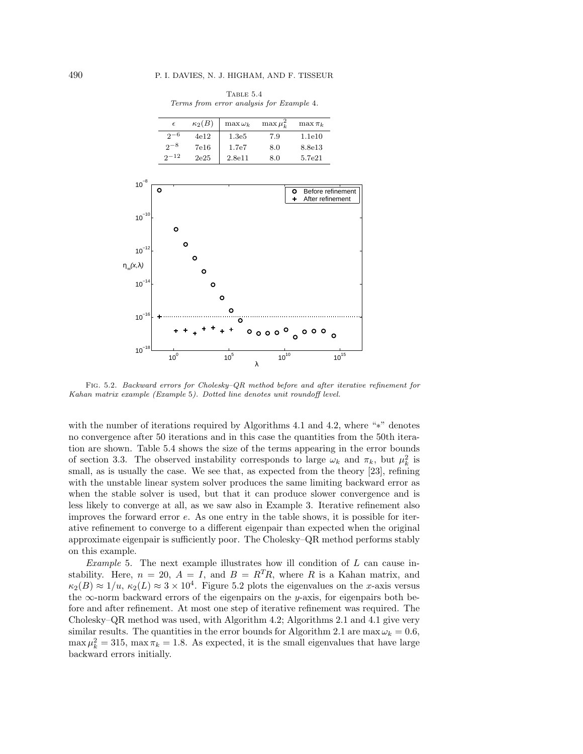Table 5.4
*Terms from error analysis for Example* 4.

| $\epsilon$ | $\kappa_2(B)$ | $\max \omega_k$ | $\max \mu_k^2$ | $\max \pi_k$ |
|---|---|---|---|---|
| $2^{-6}$ | 4e12 | 1.3e5 | 7.9 | 1.1e10 |
| $2^{-8}$ | 7e16 | 1.7e7 | 8.0 | 8.8e13 |
| $2^{-12}$ | 2e25 | 2.8e11 | 8.0 | 5.7e21 |

Fig. 5.2. *Backward errors for Cholesky–QR method before and after iterative refinement for Kahan matrix example (Example* 5*). Dotted line denotes unit roundoff level.*

with the number of iterations required by Algorithms 4.1 and 4.2, where "∗" denotes no convergence after 50 iterations and in this case the quantities from the 50th iteration are shown. Table 5.4 shows the size of the terms appearing in the error bounds of section 3.3. The observed instability corresponds to large $\omega_k$ and $\pi_k$, but $\mu_k^2$ is small, as is usually the case. We see that, as expected from the theory [23], refining with the unstable linear system solver produces the same limiting backward error as when the stable solver is used, but that it can produce slower convergence and is less likely to converge at all, as we saw also in Example 3. Iterative refinement also improves the forward error $e$. As one entry in the table shows, it is possible for iterative refinement to converge to a different eigenpair than expected when the original approximate eigenpair is sufficiently poor. The Cholesky–QR method performs stably on this example.

*Example* 5. The next example illustrates how ill condition of $L$ can cause instability. Here, $n = 20$, $A = I$, and $B = R^T R$, where $R$ is a Kahan matrix, and $\kappa_2(B) \approx 1/u$, $\kappa_2(L) \approx 3 \times 10^4$. Figure 5.2 plots the eigenvalues on the $x$-axis versus the $\infty$-norm backward errors of the eigenpairs on the $y$-axis, for eigenpairs both before and after refinement. At most one step of iterative refinement was required. The Cholesky–QR method was used, with Algorithm 4.2; Algorithms 2.1 and 4.1 give very similar results. The quantities in the error bounds for Algorithm 2.1 are $\max \omega_k = 0.6$, $\max \mu_k^2 = 315$, $\max \pi_k = 1.8$. As expected, it is the small eigenvalues that have large backward errors initially.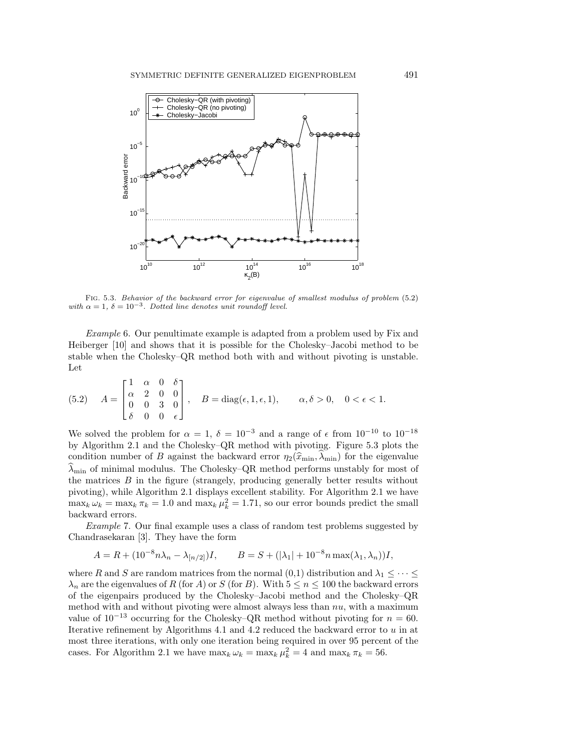Fig. 5.3. *Behavior of the backward error for eigenvalue of smallest modulus of problem* (5.2) *with* $\alpha = 1$, $\delta = 10^{-3}$. *Dotted line denotes unit roundoff level.*

*Example* 6. Our penultimate example is adapted from a problem used by Fix and Heiberger [10] and shows that it is possible for the Cholesky–Jacobi method to be stable when the Cholesky–QR method both with and without pivoting is unstable. Let

$$A = \begin{bmatrix} 1 & \alpha & 0 & \delta \\ \alpha & 2 & 0 & 0 \\ 0 & 0 & 3 & 0 \\ \delta & 0 & 0 & \epsilon \end{bmatrix}, \quad B = \operatorname{diag}(\epsilon, 1, \epsilon, 1), \qquad \alpha, \delta > 0, \quad 0 < \epsilon < 1. \tag{5.2}$$

We solved the problem for $\alpha = 1$, $\delta = 10^{-3}$ and a range of $\epsilon$ from $10^{-10}$ to $10^{-18}$ by Algorithm 2.1 and the Cholesky–QR method with pivoting. Figure 5.3 plots the condition number of $B$ against the backward error $\eta_2(\widehat{x}_{\min}, \widehat{\lambda}_{\min})$ for the eigenvalue $\widehat{\lambda}_{\min}$ of minimal modulus. The Cholesky–QR method performs unstably for most of the matrices $B$ in the figure (strangely, producing generally better results without pivoting), while Algorithm 2.1 displays excellent stability. For Algorithm 2.1 we have $\max_k \omega_k = \max_k \pi_k = 1.0$ and $\max_k \mu_k^2 = 1.71$, so our error bounds predict the small backward errors.

*Example* 7. Our final example uses a class of random test problems suggested by Chandrasekaran [3]. They have the form

$$A = R + (10^{-8} n \lambda_n - \lambda_{[n/2]})I, \qquad B = S + (|\lambda_1| + 10^{-8} n \max(\lambda_1, \lambda_n))I,$$

where $R$ and $S$ are random matrices from the normal (0,1) distribution and $\lambda_1 \leq \cdots \leq \lambda_n$ are the eigenvalues of $R$ (for $A$) or $S$ (for $B$). With $5 \leq n \leq 100$ the backward errors of the eigenpairs produced by the Cholesky–Jacobi method and the Cholesky–QR method with and without pivoting were almost always less than $nu$, with a maximum value of $10^{-13}$ occurring for the Cholesky–QR method without pivoting for $n = 60$. Iterative refinement by Algorithms 4.1 and 4.2 reduced the backward error to $u$ in at most three iterations, with only one iteration being required in over 95 percent of the cases. For Algorithm 2.1 we have $\max_k \omega_k = \max_k \mu_k^2 = 4$ and $\max_k \pi_k = 56$.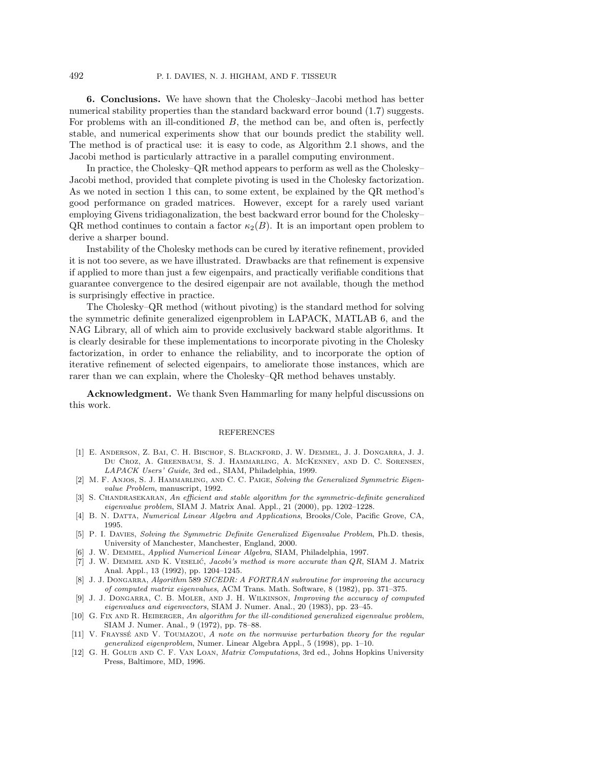**6. Conclusions.** We have shown that the Cholesky–Jacobi method has better numerical stability properties than the standard backward error bound (1.7) suggests. For problems with an ill-conditioned $B$, the method can be, and often is, perfectly stable, and numerical experiments show that our bounds predict the stability well. The method is of practical use: it is easy to code, as Algorithm 2.1 shows, and the Jacobi method is particularly attractive in a parallel computing environment.

In practice, the Cholesky–QR method appears to perform as well as the Cholesky–Jacobi method, provided that complete pivoting is used in the Cholesky factorization. As we noted in section 1 this can, to some extent, be explained by the QR method's good performance on graded matrices. However, except for a rarely used variant employing Givens tridiagonalization, the best backward error bound for the Cholesky–QR method continues to contain a factor $\kappa_2(B)$. It is an important open problem to derive a sharper bound.

Instability of the Cholesky methods can be cured by iterative refinement, provided it is not too severe, as we have illustrated. Drawbacks are that refinement is expensive if applied to more than just a few eigenpairs, and practically verifiable conditions that guarantee convergence to the desired eigenpair are not available, though the method is surprisingly effective in practice.

The Cholesky–QR method (without pivoting) is the standard method for solving the symmetric definite generalized eigenproblem in LAPACK, MATLAB 6, and the NAG Library, all of which aim to provide exclusively backward stable algorithms. It is clearly desirable for these implementations to incorporate pivoting in the Cholesky factorization, in order to enhance the reliability, and to incorporate the option of iterative refinement of selected eigenpairs, to ameliorate those instances, which are rarer than we can explain, where the Cholesky–QR method behaves unstably.

**Acknowledgment.** We thank Sven Hammarling for many helpful discussions on this work.

## REFERENCES

[1] E. Anderson, Z. Bai, C. H. Bischof, S. Blackford, J. W. Demmel, J. J. Dongarra, J. J. Du Croz, A. Greenbaum, S. J. Hammarling, A. McKenney, and D. C. Sorensen, *LAPACK Users' Guide*, 3rd ed., SIAM, Philadelphia, 1999.

[2] M. F. Anjos, S. J. Hammarling, and C. C. Paige, *Solving the Generalized Symmetric Eigenvalue Problem*, manuscript, 1992.

[3] S. Chandrasekaran, *An efficient and stable algorithm for the symmetric-definite generalized eigenvalue problem*, SIAM J. Matrix Anal. Appl., 21 (2000), pp. 1202–1228.

[4] B. N. Datta, *Numerical Linear Algebra and Applications*, Brooks/Cole, Pacific Grove, CA, 1995.

[5] P. I. Davies, *Solving the Symmetric Definite Generalized Eigenvalue Problem*, Ph.D. thesis, University of Manchester, Manchester, England, 2000.

[6] J. W. Demmel, *Applied Numerical Linear Algebra*, SIAM, Philadelphia, 1997.

[7] J. W. Demmel and K. Veselić, *Jacobi's method is more accurate than QR*, SIAM J. Matrix Anal. Appl., 13 (1992), pp. 1204–1245.

[8] J. J. Dongarra, *Algorithm 589 SICEDR: A FORTRAN subroutine for improving the accuracy of computed matrix eigenvalues*, ACM Trans. Math. Software, 8 (1982), pp. 371–375.

[9] J. J. Dongarra, C. B. Moler, and J. H. Wilkinson, *Improving the accuracy of computed eigenvalues and eigenvectors*, SIAM J. Numer. Anal., 20 (1983), pp. 23–45.

[10] G. Fix and R. Heiberger, *An algorithm for the ill-conditioned generalized eigenvalue problem*, SIAM J. Numer. Anal., 9 (1972), pp. 78–88.

[11] V. Frayssé and V. Toumazou, *A note on the normwise perturbation theory for the regular generalized eigenproblem*, Numer. Linear Algebra Appl., 5 (1998), pp. 1–10.

[12] G. H. Golub and C. F. Van Loan, *Matrix Computations*, 3rd ed., Johns Hopkins University Press, Baltimore, MD, 1996.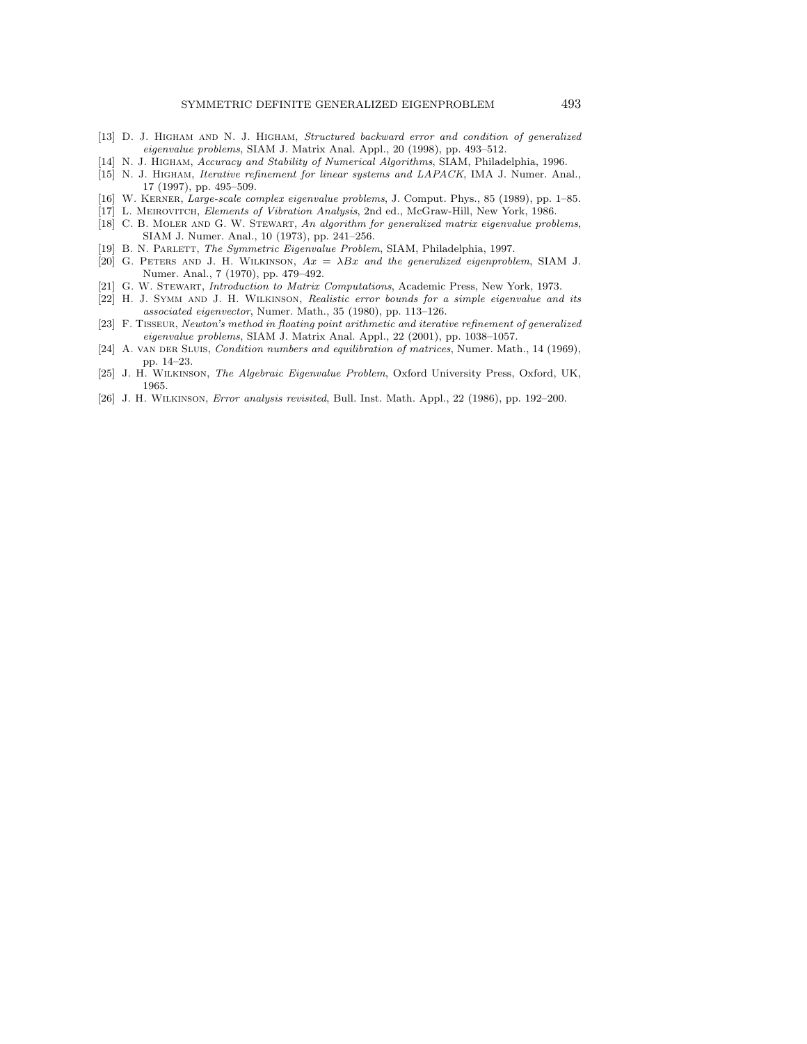[13] D. J. Higham and N. J. Higham, *Structured backward error and condition of generalized eigenvalue problems*, SIAM J. Matrix Anal. Appl., 20 (1998), pp. 493–512.

[14] N. J. Higham, *Accuracy and Stability of Numerical Algorithms*, SIAM, Philadelphia, 1996.

[15] N. J. Higham, *Iterative refinement for linear systems and LAPACK*, IMA J. Numer. Anal., 17 (1997), pp. 495–509.

[16] W. Kerner, *Large-scale complex eigenvalue problems*, J. Comput. Phys., 85 (1989), pp. 1–85.

[17] L. Meirovitch, *Elements of Vibration Analysis*, 2nd ed., McGraw-Hill, New York, 1986.

[18] C. B. Moler and G. W. Stewart, *An algorithm for generalized matrix eigenvalue problems*, SIAM J. Numer. Anal., 10 (1973), pp. 241–256.

[19] B. N. Parlett, *The Symmetric Eigenvalue Problem*, SIAM, Philadelphia, 1997.

[20] G. Peters and J. H. Wilkinson, *$Ax = \lambda Bx$ and the generalized eigenproblem*, SIAM J. Numer. Anal., 7 (1970), pp. 479–492.

[21] G. W. Stewart, *Introduction to Matrix Computations*, Academic Press, New York, 1973.

[22] H. J. Symm and J. H. Wilkinson, *Realistic error bounds for a simple eigenvalue and its associated eigenvector*, Numer. Math., 35 (1980), pp. 113–126.

[23] F. Tisseur, *Newton's method in floating point arithmetic and iterative refinement of generalized eigenvalue problems*, SIAM J. Matrix Anal. Appl., 22 (2001), pp. 1038–1057.

[24] A. van der Sluis, *Condition numbers and equilibration of matrices*, Numer. Math., 14 (1969), pp. 14–23.

[25] J. H. Wilkinson, *The Algebraic Eigenvalue Problem*, Oxford University Press, Oxford, UK, 1965.

[26] J. H. Wilkinson, *Error analysis revisited*, Bull. Inst. Math. Appl., 22 (1986), pp. 192–200.